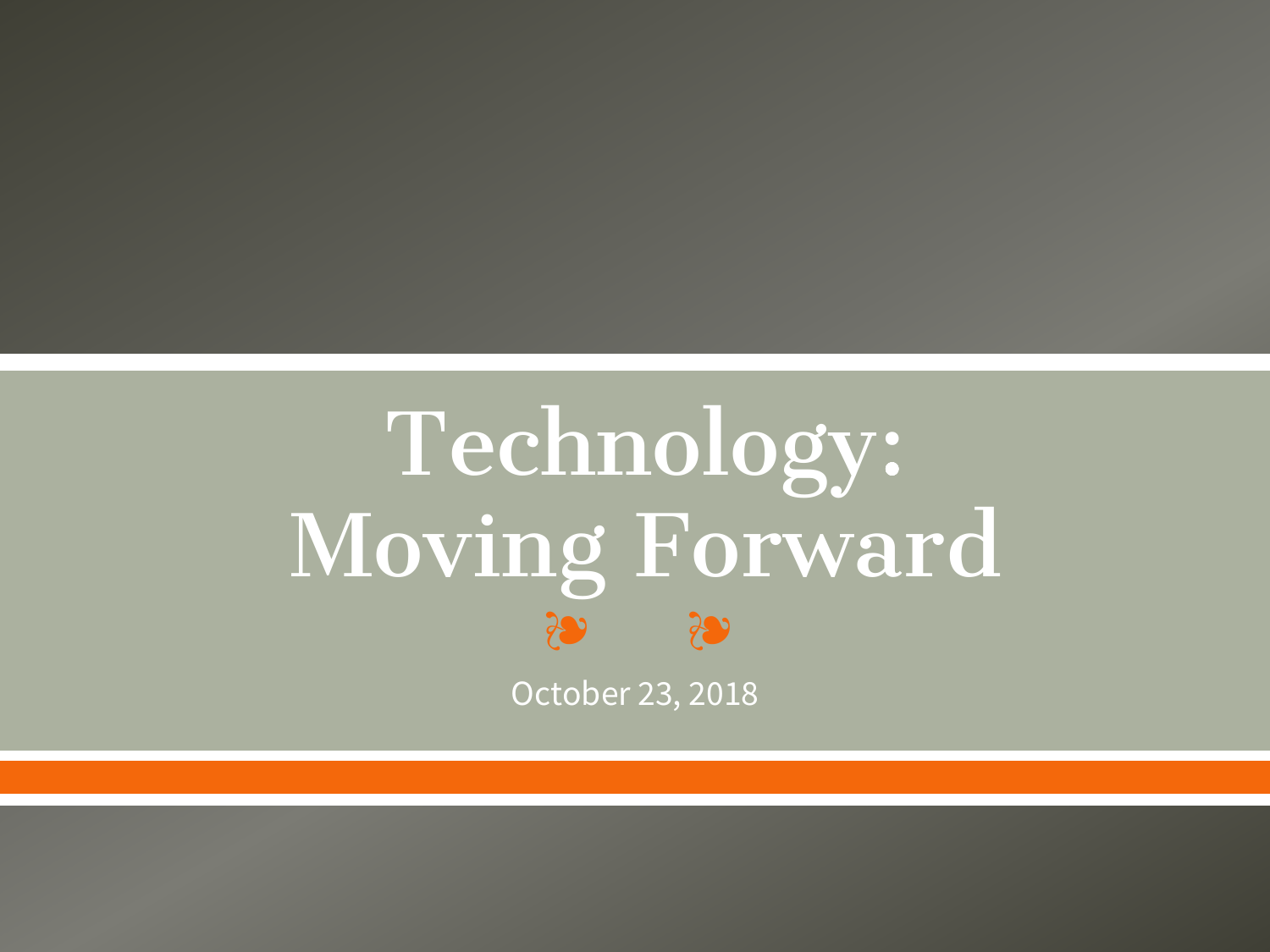# Technology: Moving Forward

❧ ❧

October 23, 2018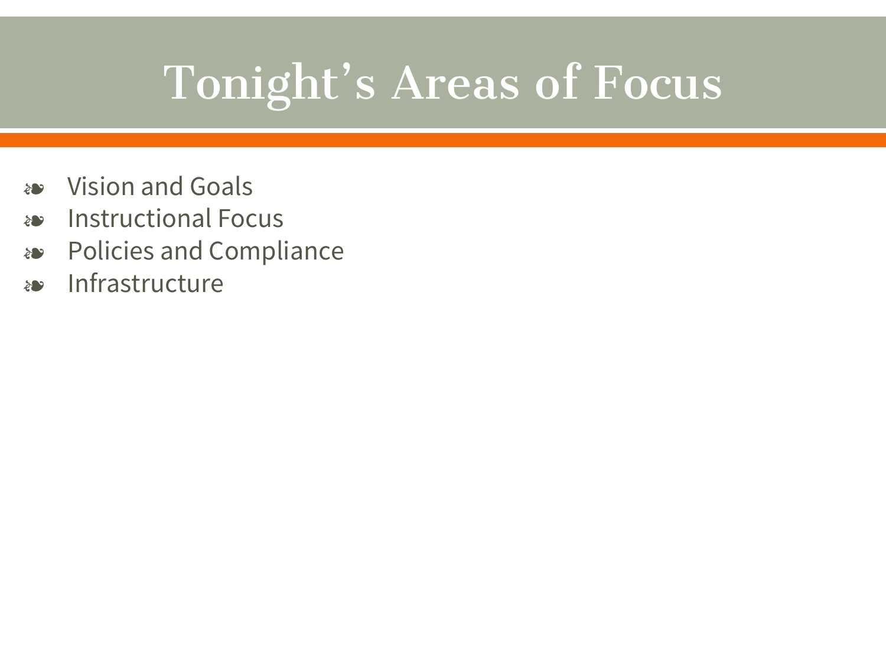# Tonight's Areas of Focus

- Vision and Goals
- Instructional Focus
- Policies and Compliance
- Infrastructure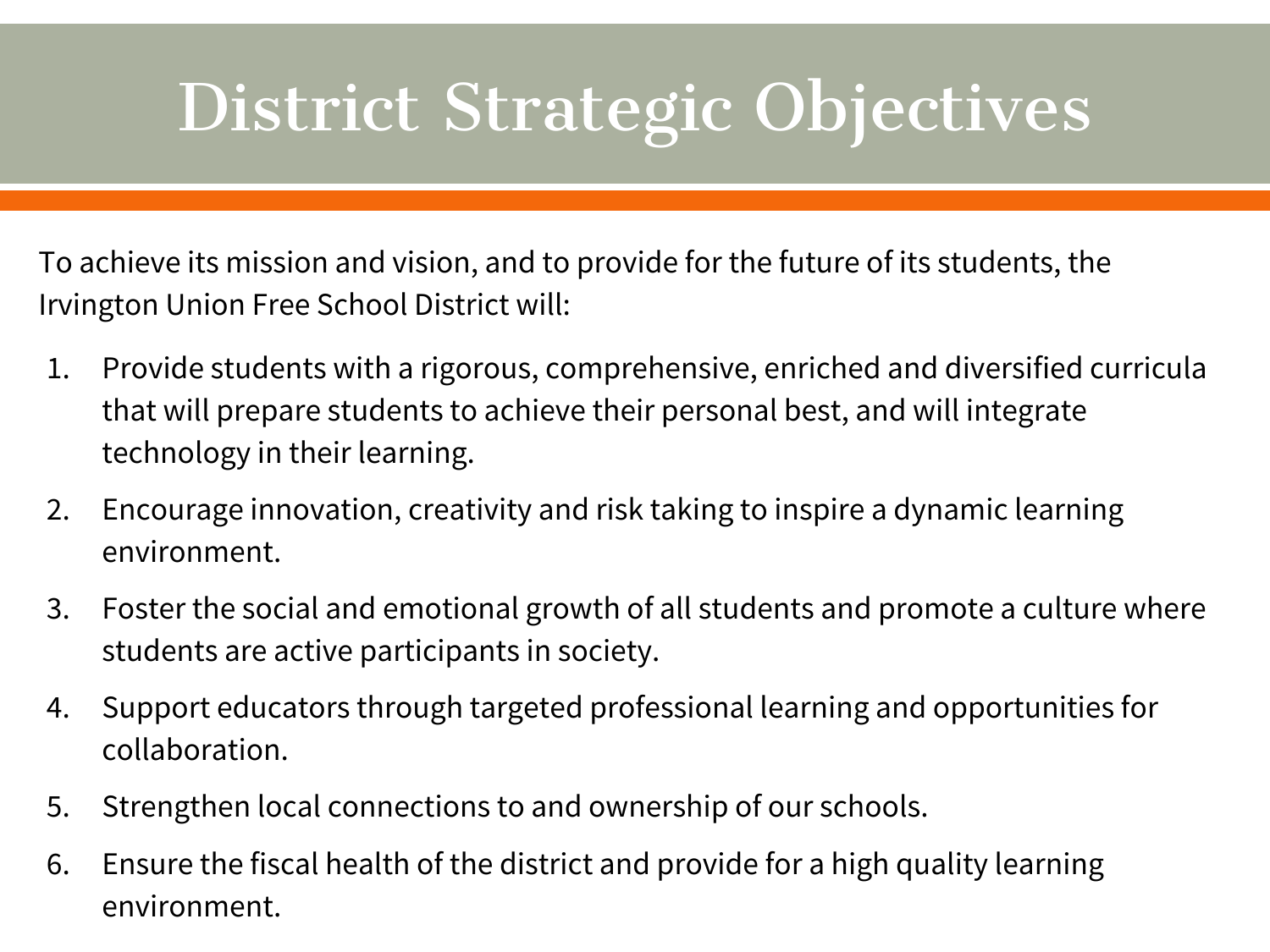# District Strategic Objectives

To achieve its mission and vision, and to provide for the future of its students, the Irvington Union Free School District will:

1. Provide students with a rigorous, comprehensive, enriched and diversified curricula that will prepare students to achieve their personal best, and will integrate technology in their learning.
2. Encourage innovation, creativity and risk taking to inspire a dynamic learning environment.
3. Foster the social and emotional growth of all students and promote a culture where students are active participants in society.
4. Support educators through targeted professional learning and opportunities for collaboration.
5. Strengthen local connections to and ownership of our schools.
6. Ensure the fiscal health of the district and provide for a high quality learning environment.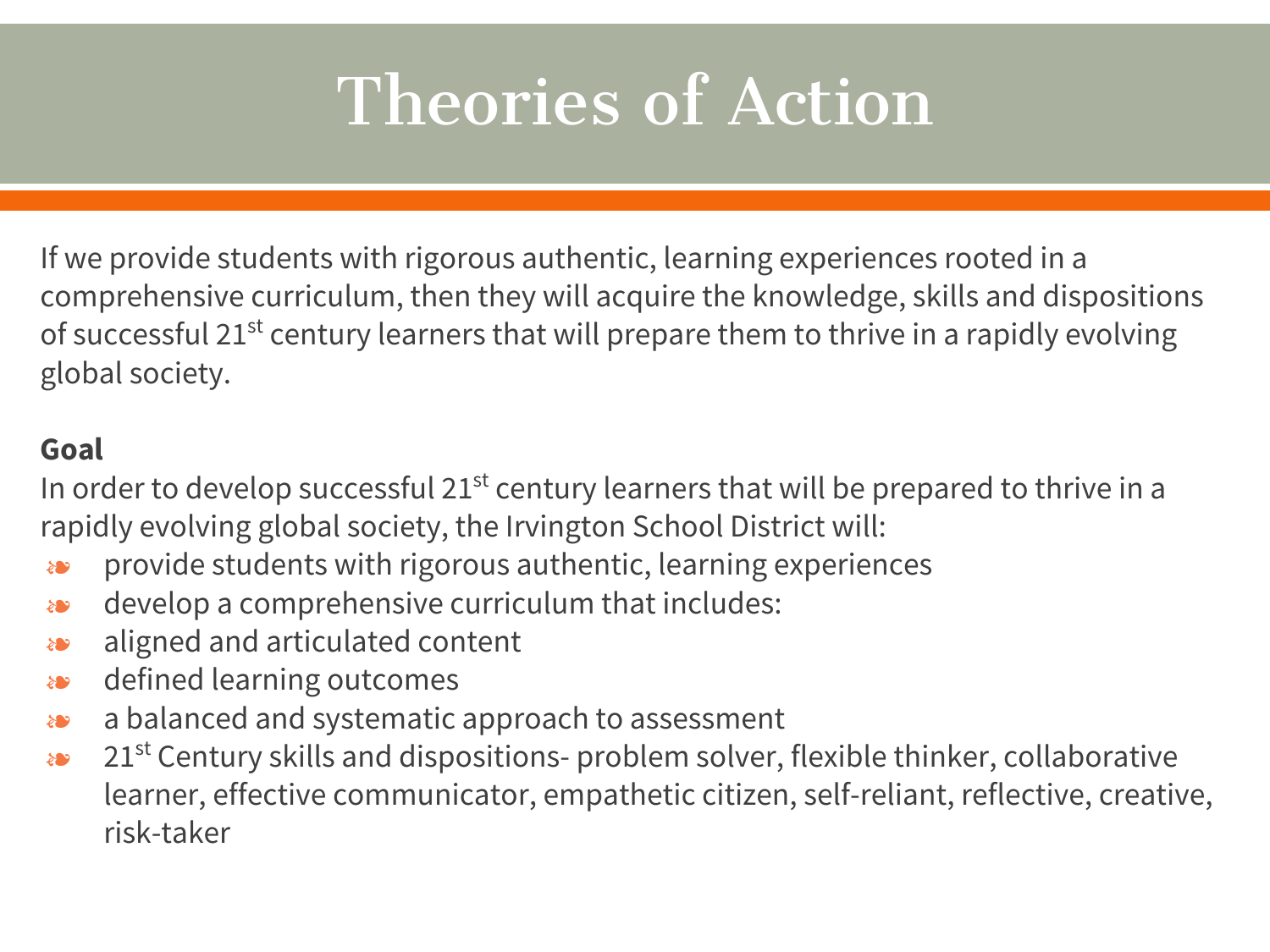# Theories of Action

If we provide students with rigorous authentic, learning experiences rooted in a comprehensive curriculum, then they will acquire the knowledge, skills and dispositions of successful 21st century learners that will prepare them to thrive in a rapidly evolving global society.

**Goal**

In order to develop successful 21st century learners that will be prepared to thrive in a rapidly evolving global society, the Irvington School District will:

- provide students with rigorous authentic, learning experiences
- develop a comprehensive curriculum that includes:
- aligned and articulated content
- defined learning outcomes
- a balanced and systematic approach to assessment
- 21st Century skills and dispositions- problem solver, flexible thinker, collaborative learner, effective communicator, empathetic citizen, self-reliant, reflective, creative, risk-taker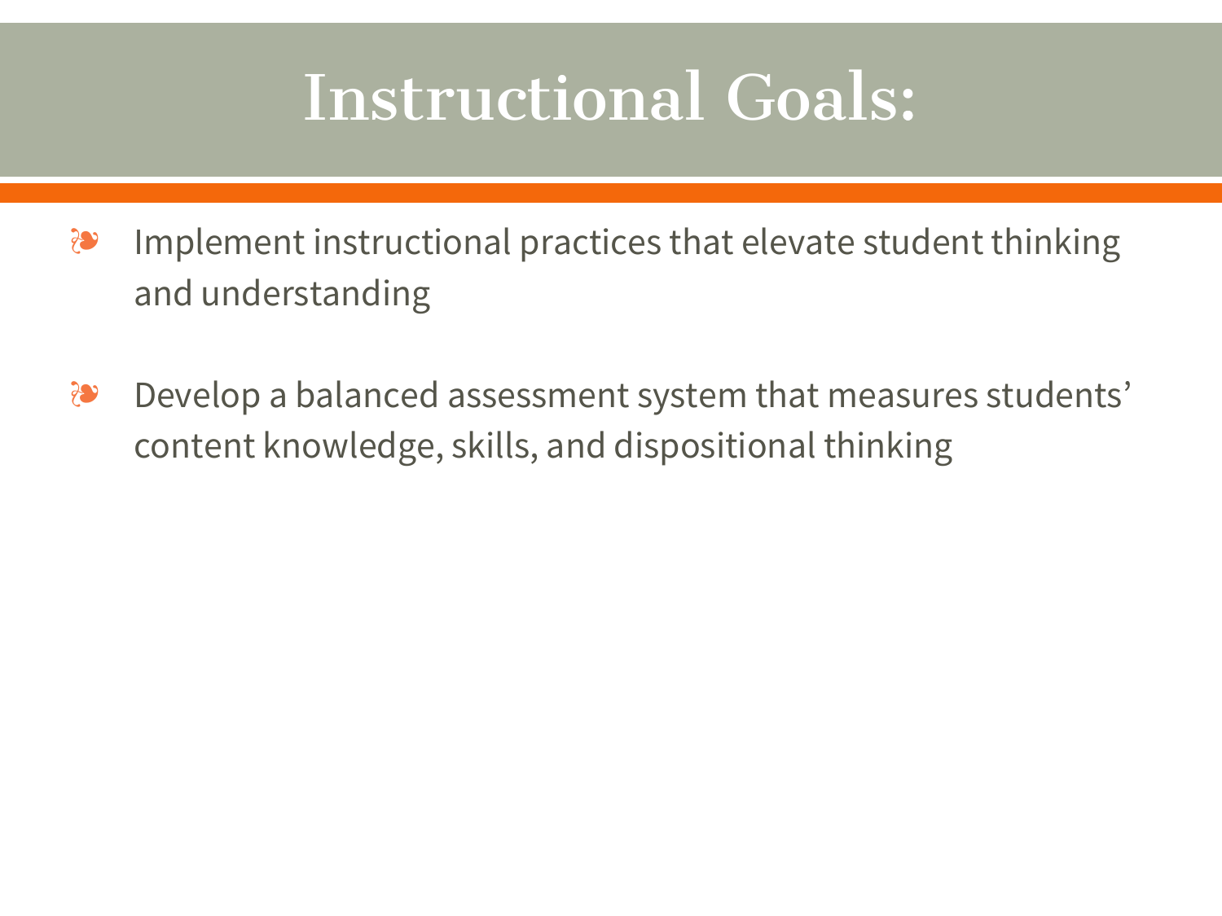# Instructional Goals:

- Implement instructional practices that elevate student thinking and understanding
- Develop a balanced assessment system that measures students' content knowledge, skills, and dispositional thinking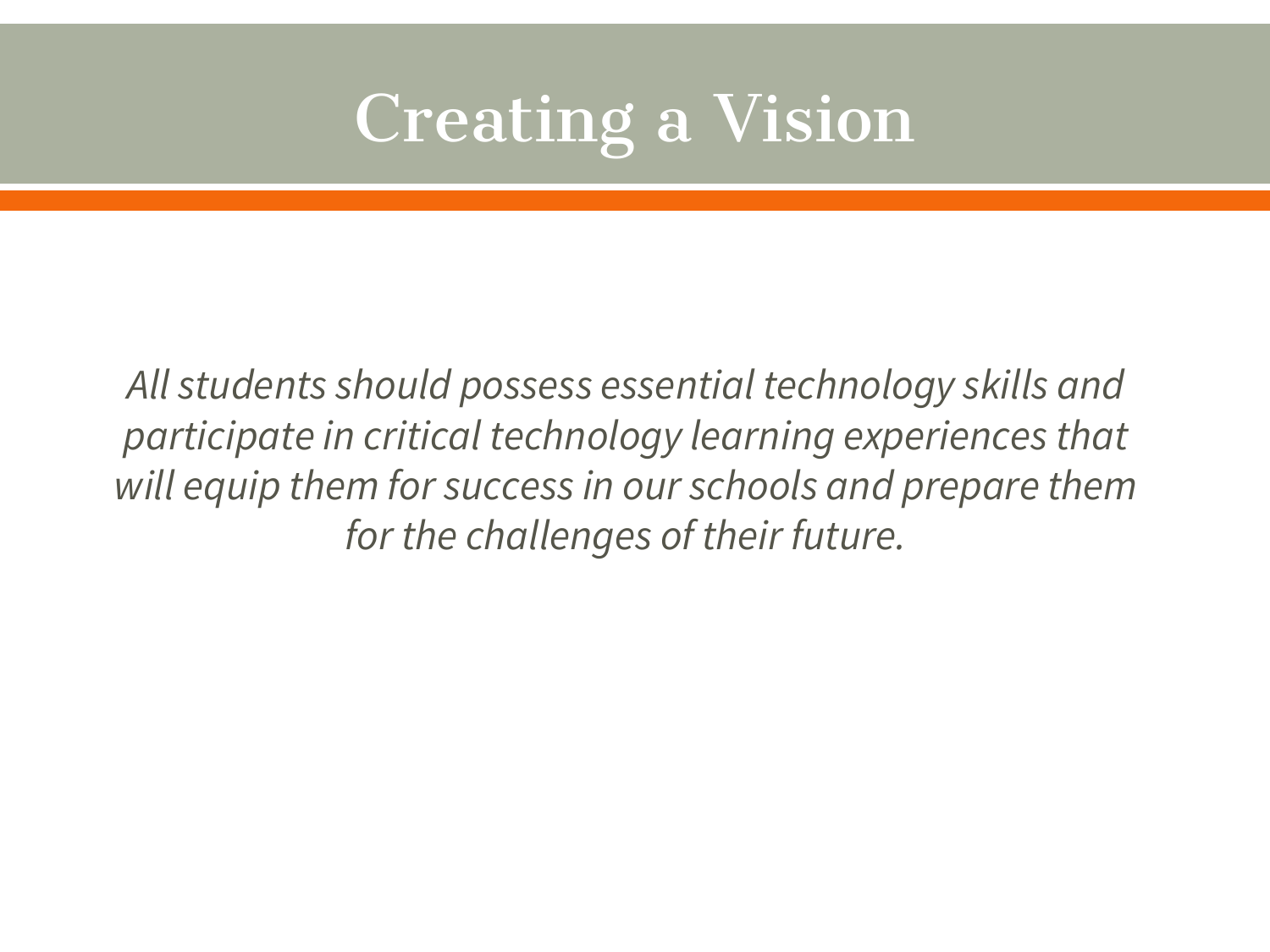# Creating a Vision

*All students should possess essential technology skills and participate in critical technology learning experiences that will equip them for success in our schools and prepare them for the challenges of their future.*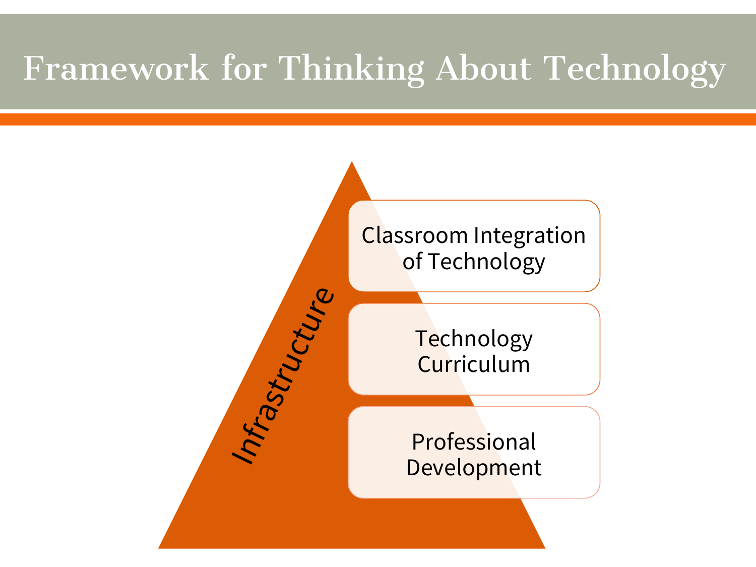# Framework for Thinking About Technology

Infrastructure

- Classroom Integration of Technology
- Technology Curriculum
- Professional Development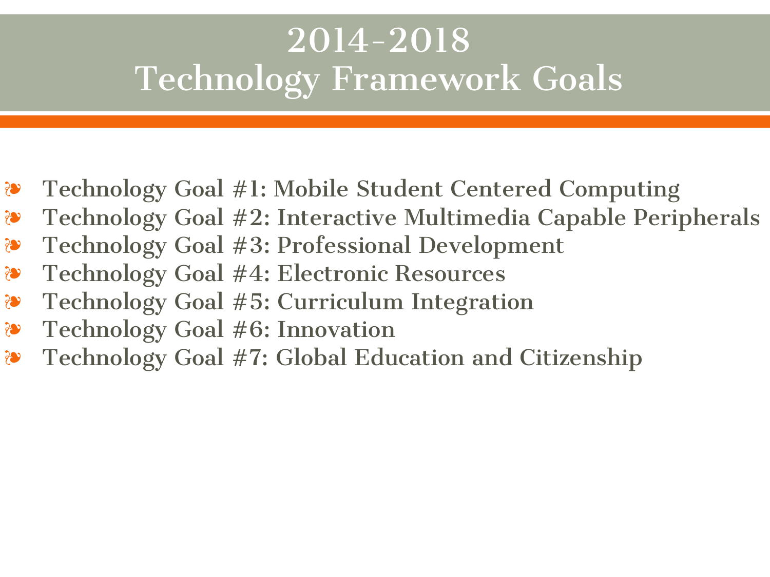# 2014-2018 Technology Framework Goals

- Technology Goal #1: Mobile Student Centered Computing
- Technology Goal #2: Interactive Multimedia Capable Peripherals
- Technology Goal #3: Professional Development
- Technology Goal #4: Electronic Resources
- Technology Goal #5: Curriculum Integration
- Technology Goal #6: Innovation
- Technology Goal #7: Global Education and Citizenship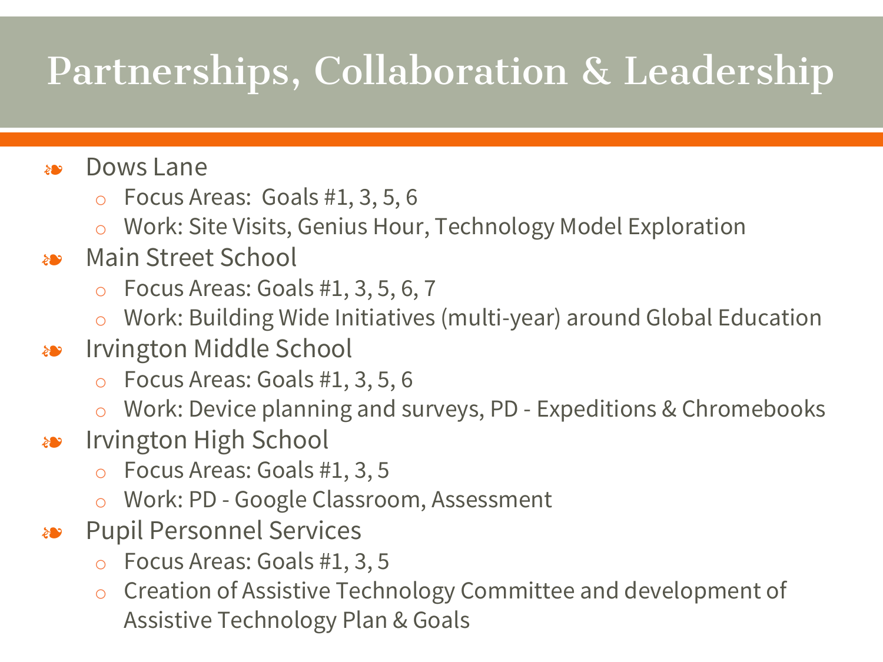# Partnerships, Collaboration & Leadership

- Dows Lane
  - Focus Areas: Goals #1, 3, 5, 6
  - Work: Site Visits, Genius Hour, Technology Model Exploration
- Main Street School
  - Focus Areas: Goals #1, 3, 5, 6, 7
  - Work: Building Wide Initiatives (multi-year) around Global Education
- Irvington Middle School
  - Focus Areas: Goals #1, 3, 5, 6
  - Work: Device planning and surveys, PD - Expeditions & Chromebooks
- Irvington High School
  - Focus Areas: Goals #1, 3, 5
  - Work: PD - Google Classroom, Assessment
- Pupil Personnel Services
  - Focus Areas: Goals #1, 3, 5
  - Creation of Assistive Technology Committee and development of Assistive Technology Plan & Goals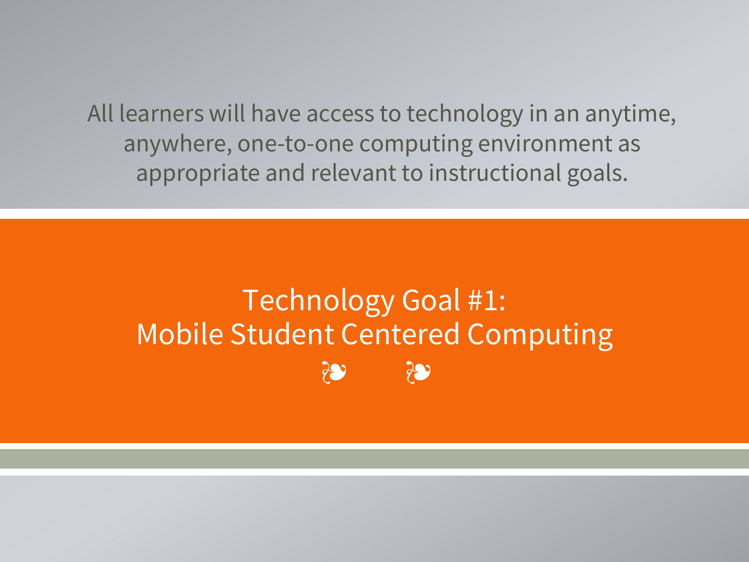All learners will have access to technology in an anytime, anywhere, one-to-one computing environment as appropriate and relevant to instructional goals.

# Technology Goal #1: Mobile Student Centered Computing

❧ ❧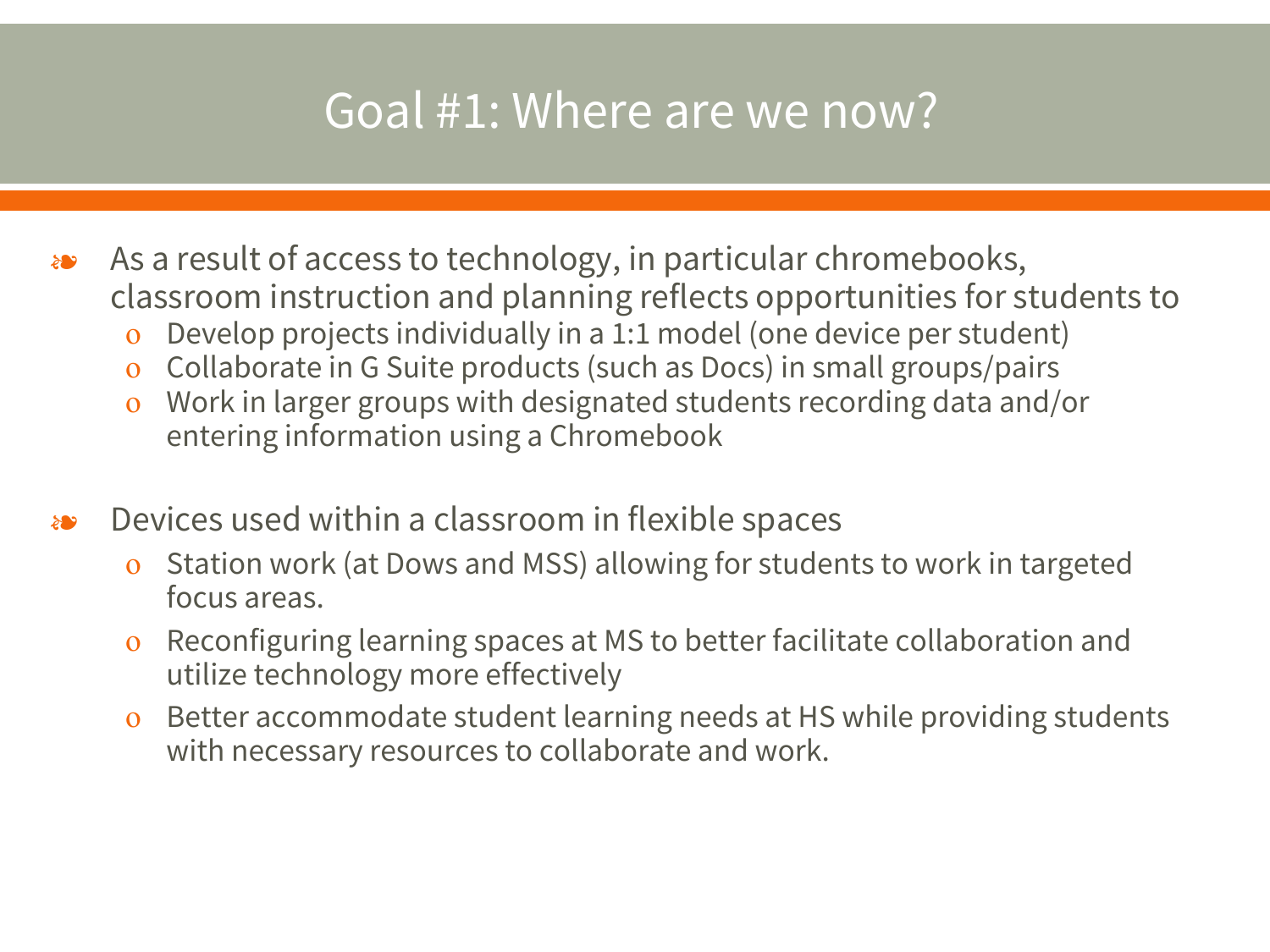# Goal #1: Where are we now?

- As a result of access to technology, in particular chromebooks, classroom instruction and planning reflects opportunities for students to
  - Develop projects individually in a 1:1 model (one device per student)
  - Collaborate in G Suite products (such as Docs) in small groups/pairs
  - Work in larger groups with designated students recording data and/or entering information using a Chromebook

- Devices used within a classroom in flexible spaces
  - Station work (at Dows and MSS) allowing for students to work in targeted focus areas.
  - Reconfiguring learning spaces at MS to better facilitate collaboration and utilize technology more effectively
  - Better accommodate student learning needs at HS while providing students with necessary resources to collaborate and work.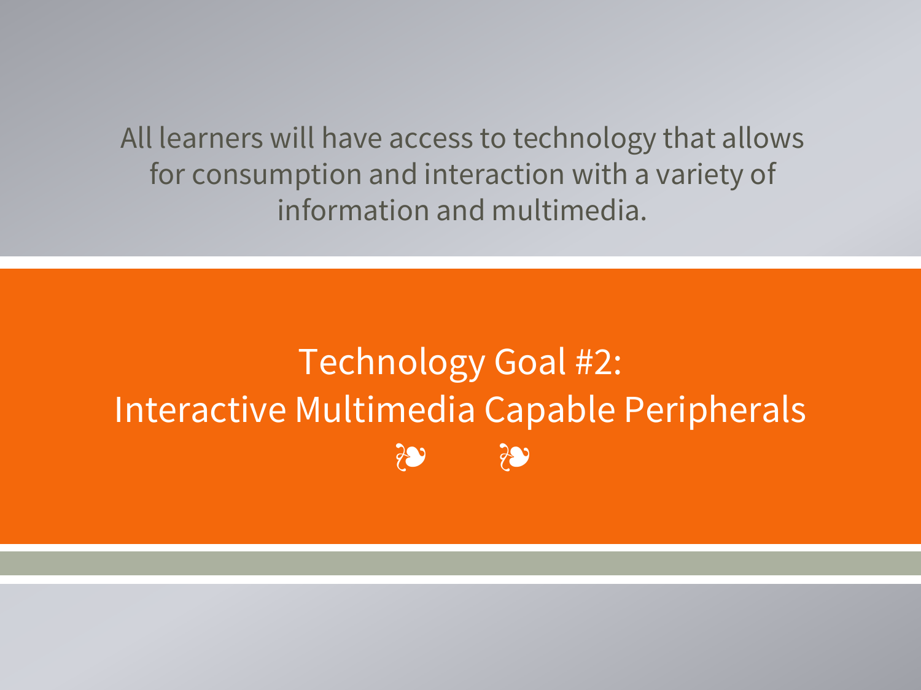All learners will have access to technology that allows for consumption and interaction with a variety of information and multimedia.

# Technology Goal #2: Interactive Multimedia Capable Peripherals

❧ ❧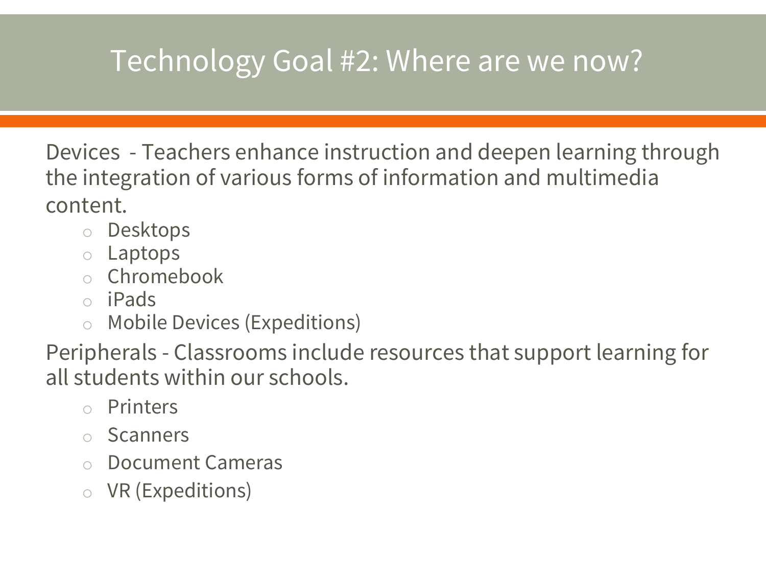# Technology Goal #2: Where are we now?

Devices - Teachers enhance instruction and deepen learning through the integration of various forms of information and multimedia content.

- Desktops
- Laptops
- Chromebook
- iPads
- Mobile Devices (Expeditions)

Peripherals - Classrooms include resources that support learning for all students within our schools.

- Printers
- Scanners
- Document Cameras
- VR (Expeditions)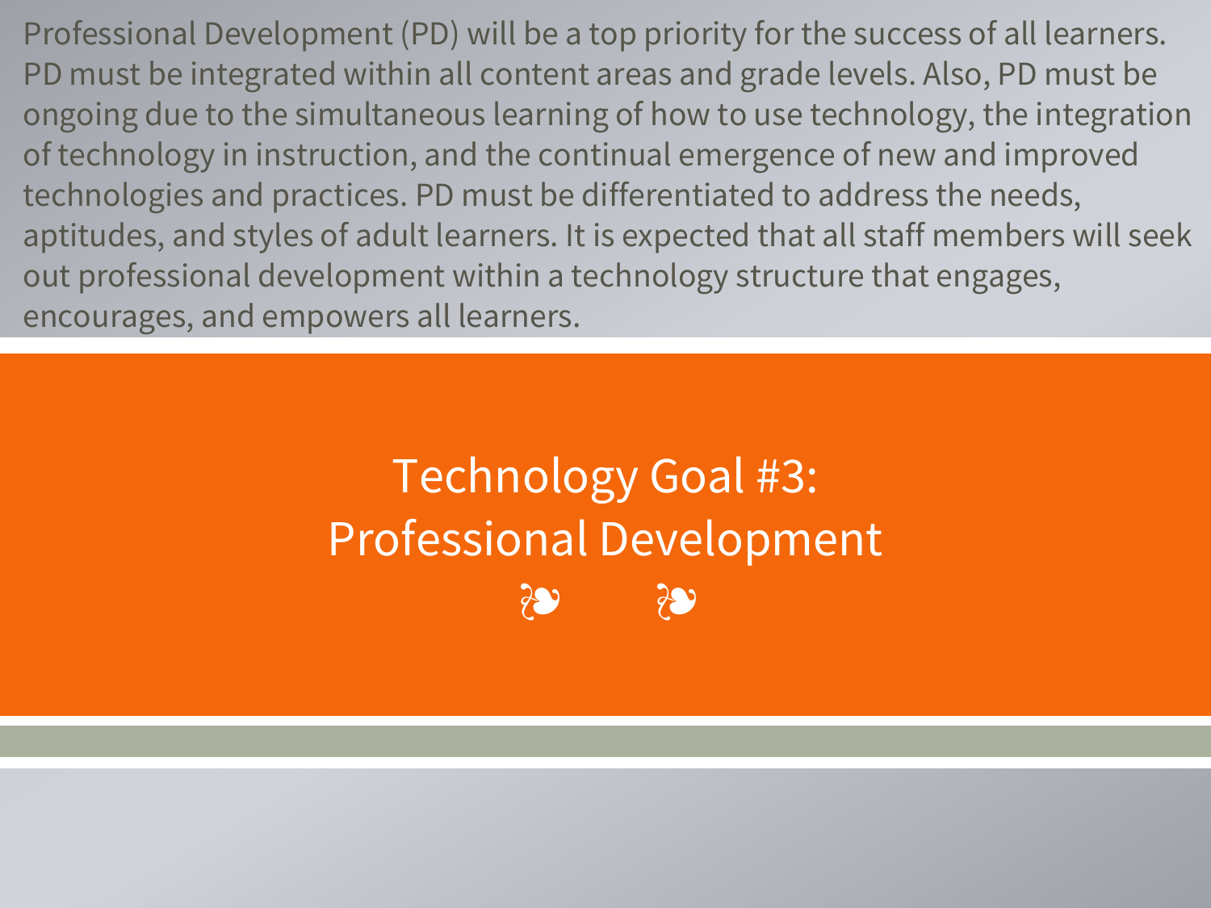Professional Development (PD) will be a top priority for the success of all learners. PD must be integrated within all content areas and grade levels. Also, PD must be ongoing due to the simultaneous learning of how to use technology, the integration of technology in instruction, and the continual emergence of new and improved technologies and practices. PD must be differentiated to address the needs, aptitudes, and styles of adult learners. It is expected that all staff members will seek out professional development within a technology structure that engages, encourages, and empowers all learners.

# Technology Goal #3: Professional Development

❧ ❧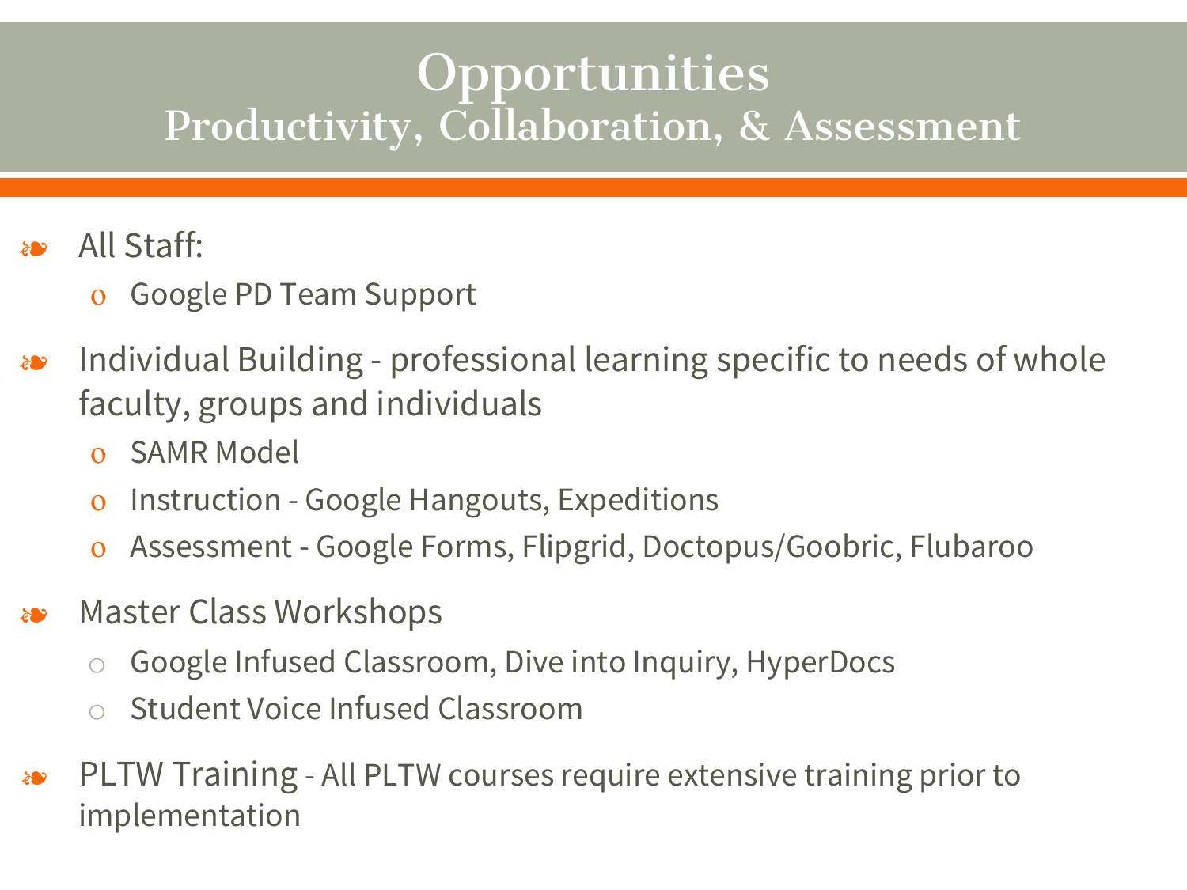# Opportunities
## Productivity, Collaboration, & Assessment

- All Staff:
  - Google PD Team Support
- Individual Building - professional learning specific to needs of whole faculty, groups and individuals
  - SAMR Model
  - Instruction - Google Hangouts, Expeditions
  - Assessment - Google Forms, Flipgrid, Doctopus/Goobric, Flubaroo
- Master Class Workshops
  - Google Infused Classroom, Dive into Inquiry, HyperDocs
  - Student Voice Infused Classroom
- PLTW Training - All PLTW courses require extensive training prior to implementation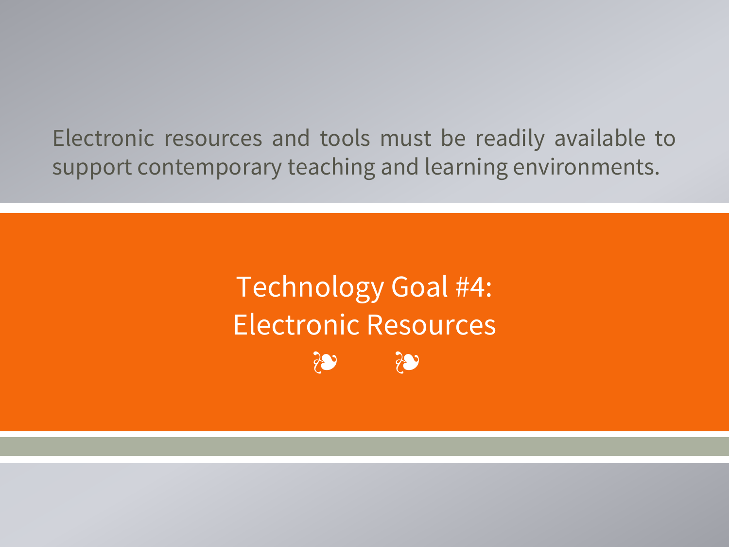Electronic resources and tools must be readily available to support contemporary teaching and learning environments.

# Technology Goal #4: Electronic Resources

❧ ❧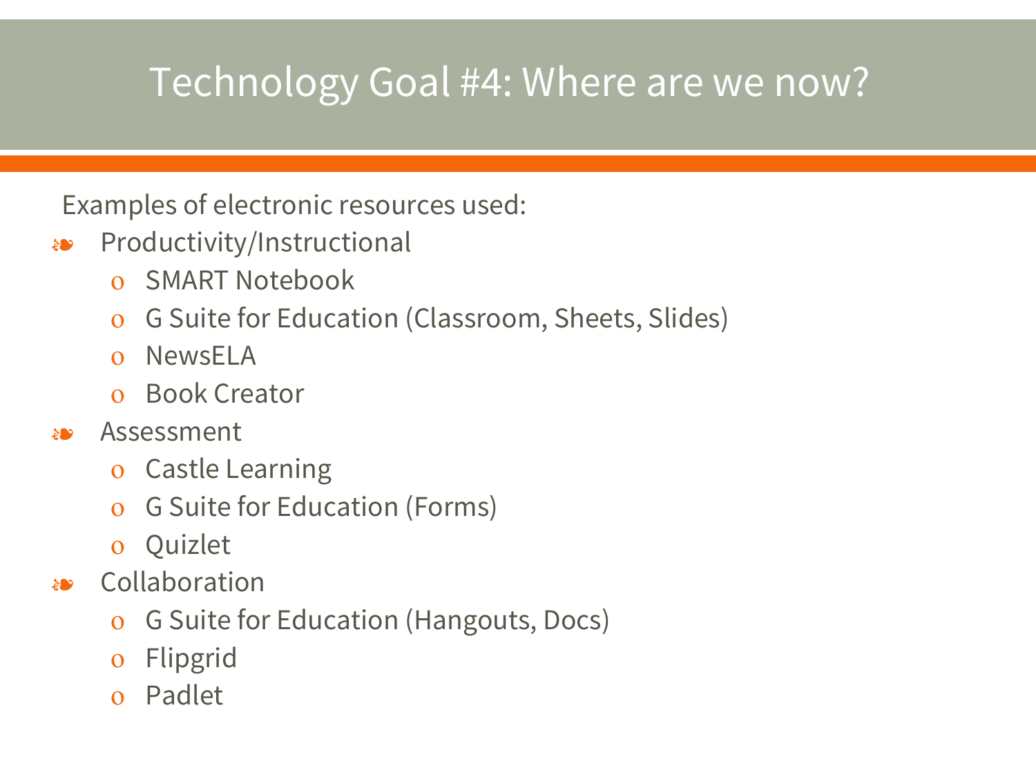# Technology Goal #4: Where are we now?

Examples of electronic resources used:

- Productivity/Instructional
  - SMART Notebook
  - G Suite for Education (Classroom, Sheets, Slides)
  - NewsELA
  - Book Creator
- Assessment
  - Castle Learning
  - G Suite for Education (Forms)
  - Quizlet
- Collaboration
  - G Suite for Education (Hangouts, Docs)
  - Flipgrid
  - Padlet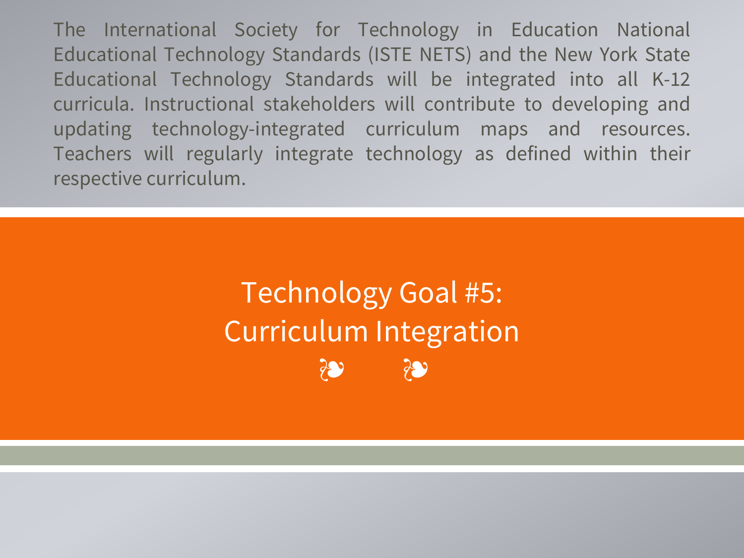The International Society for Technology in Education National Educational Technology Standards (ISTE NETS) and the New York State Educational Technology Standards will be integrated into all K-12 curricula. Instructional stakeholders will contribute to developing and updating technology-integrated curriculum maps and resources. Teachers will regularly integrate technology as defined within their respective curriculum.

# Technology Goal #5: Curriculum Integration

❧ ❧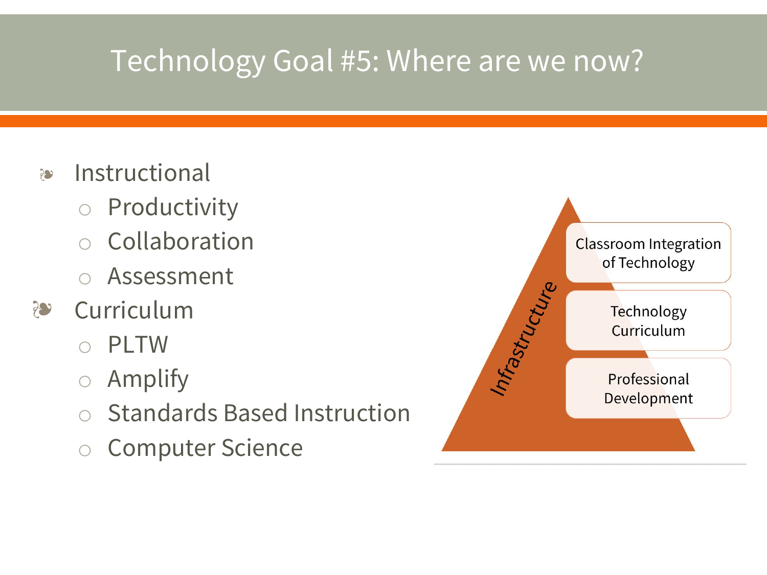# Technology Goal #5: Where are we now?

- Instructional
  - Productivity
  - Collaboration
  - Assessment
- Curriculum
  - PLTW
  - Amplify
  - Standards Based Instruction
  - Computer Science

Infrastructure

- Classroom Integration of Technology
- Technology Curriculum
- Professional Development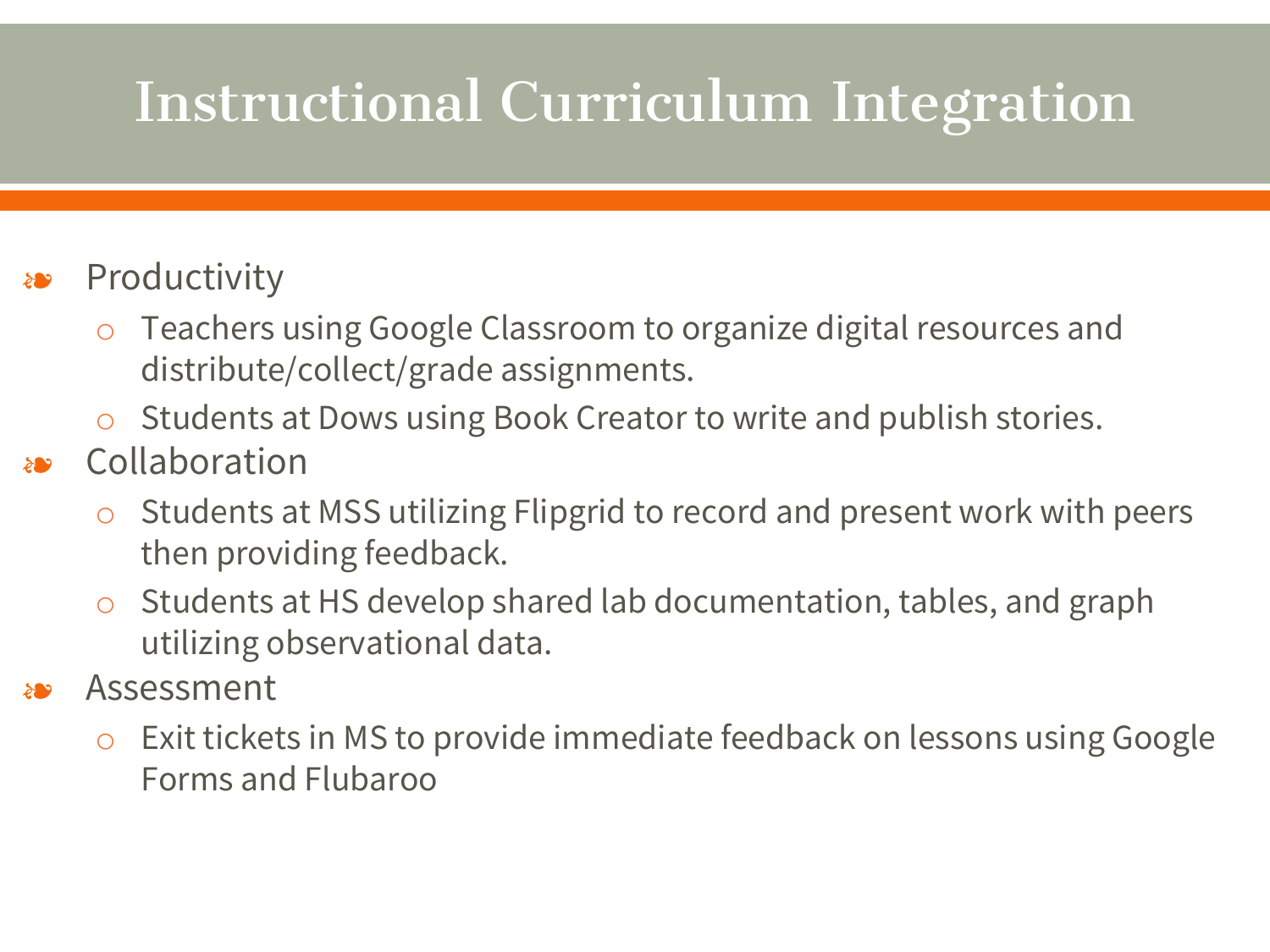# Instructional Curriculum Integration

- Productivity
  - Teachers using Google Classroom to organize digital resources and distribute/collect/grade assignments.
  - Students at Dows using Book Creator to write and publish stories.
- Collaboration
  - Students at MSS utilizing Flipgrid to record and present work with peers then providing feedback.
  - Students at HS develop shared lab documentation, tables, and graph utilizing observational data.
- Assessment
  - Exit tickets in MS to provide immediate feedback on lessons using Google Forms and Flubaroo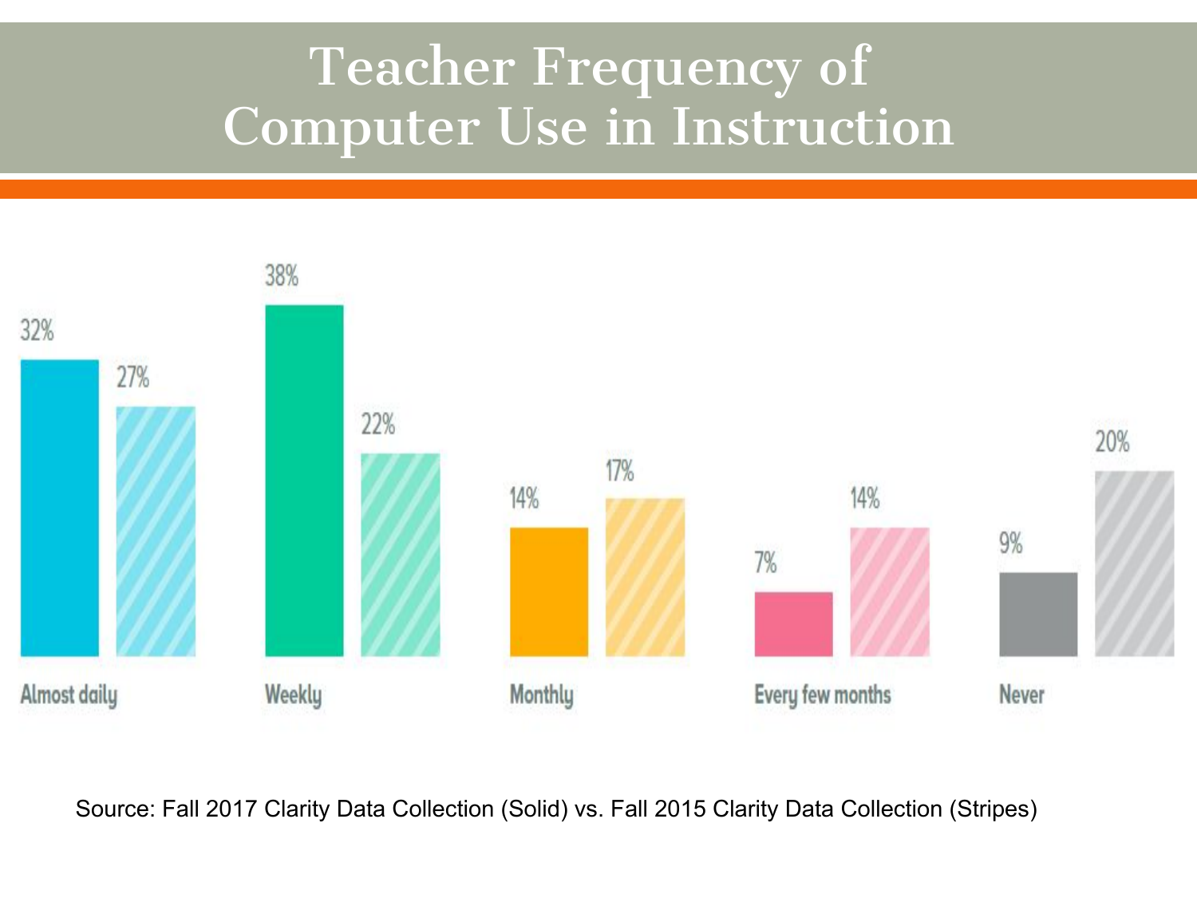# Teacher Frequency of Computer Use in Instruction

| | Fall 2017 (Solid) | Fall 2015 (Stripes) |
|---|---|---|
| Almost daily | 32% | 27% |
| Weekly | 38% | 22% |
| Monthly | 14% | 17% |
| Every few months | 7% | 14% |
| Never | 9% | 20% |

Source: Fall 2017 Clarity Data Collection (Solid) vs. Fall 2015 Clarity Data Collection (Stripes)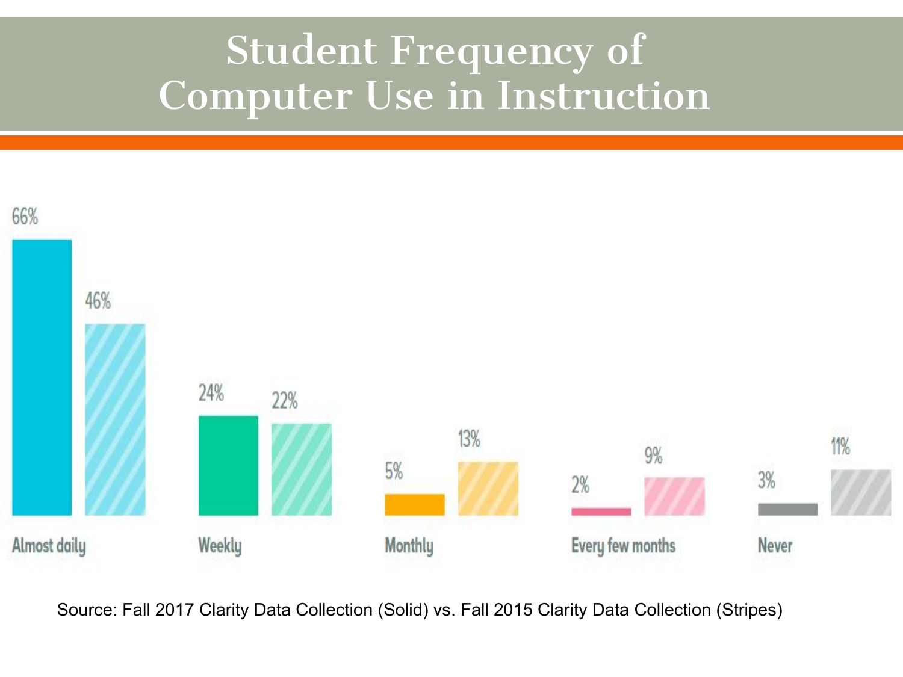# Student Frequency of Computer Use in Instruction

| | Almost daily | Weekly | Monthly | Every few months | Never |
|---|---|---|---|---|---|
| Fall 2017 (Solid) | 66% | 24% | 5% | 2% | 3% |
| Fall 2015 (Stripes) | 46% | 22% | 13% | 9% | 11% |

Source: Fall 2017 Clarity Data Collection (Solid) vs. Fall 2015 Clarity Data Collection (Stripes)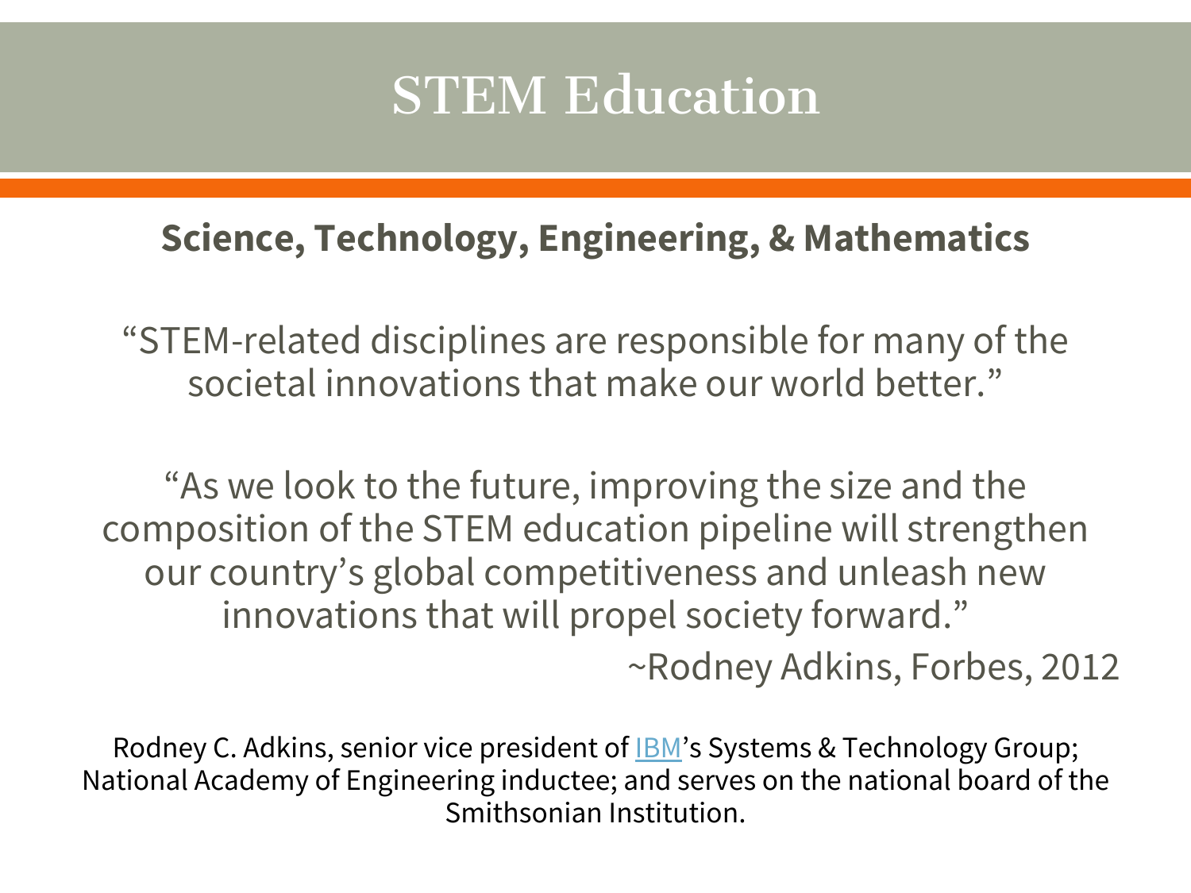# STEM Education

**Science, Technology, Engineering, & Mathematics**

"STEM-related disciplines are responsible for many of the societal innovations that make our world better."

"As we look to the future, improving the size and the composition of the STEM education pipeline will strengthen our country's global competitiveness and unleash new innovations that will propel society forward."

~Rodney Adkins, Forbes, 2012

Rodney C. Adkins, senior vice president of IBM's Systems & Technology Group; National Academy of Engineering inductee; and serves on the national board of the Smithsonian Institution.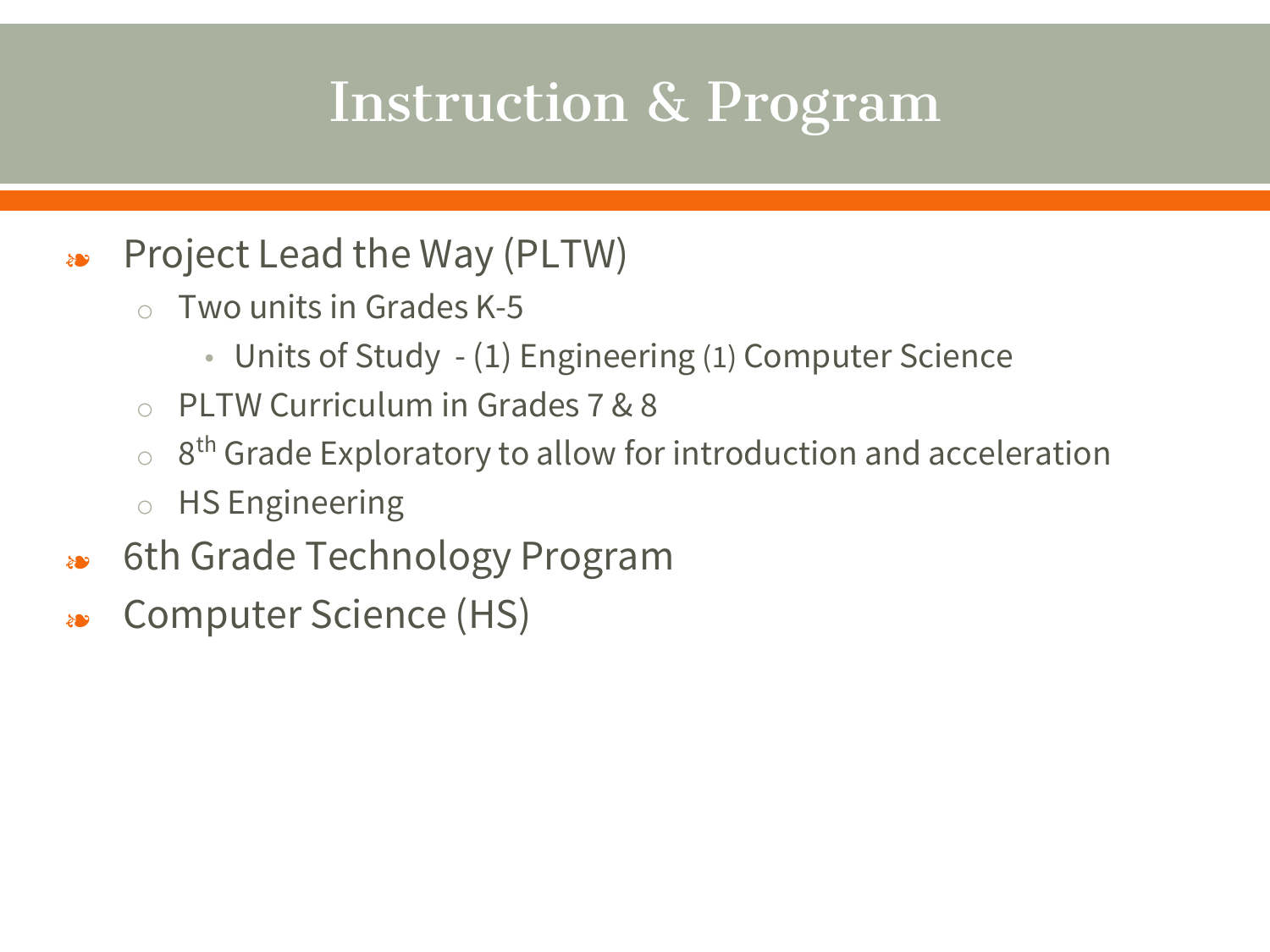# Instruction & Program

- Project Lead the Way (PLTW)
  - Two units in Grades K-5
    - Units of Study - (1) Engineering (1) Computer Science
  - PLTW Curriculum in Grades 7 & 8
  - 8th Grade Exploratory to allow for introduction and acceleration
  - HS Engineering
- 6th Grade Technology Program
- Computer Science (HS)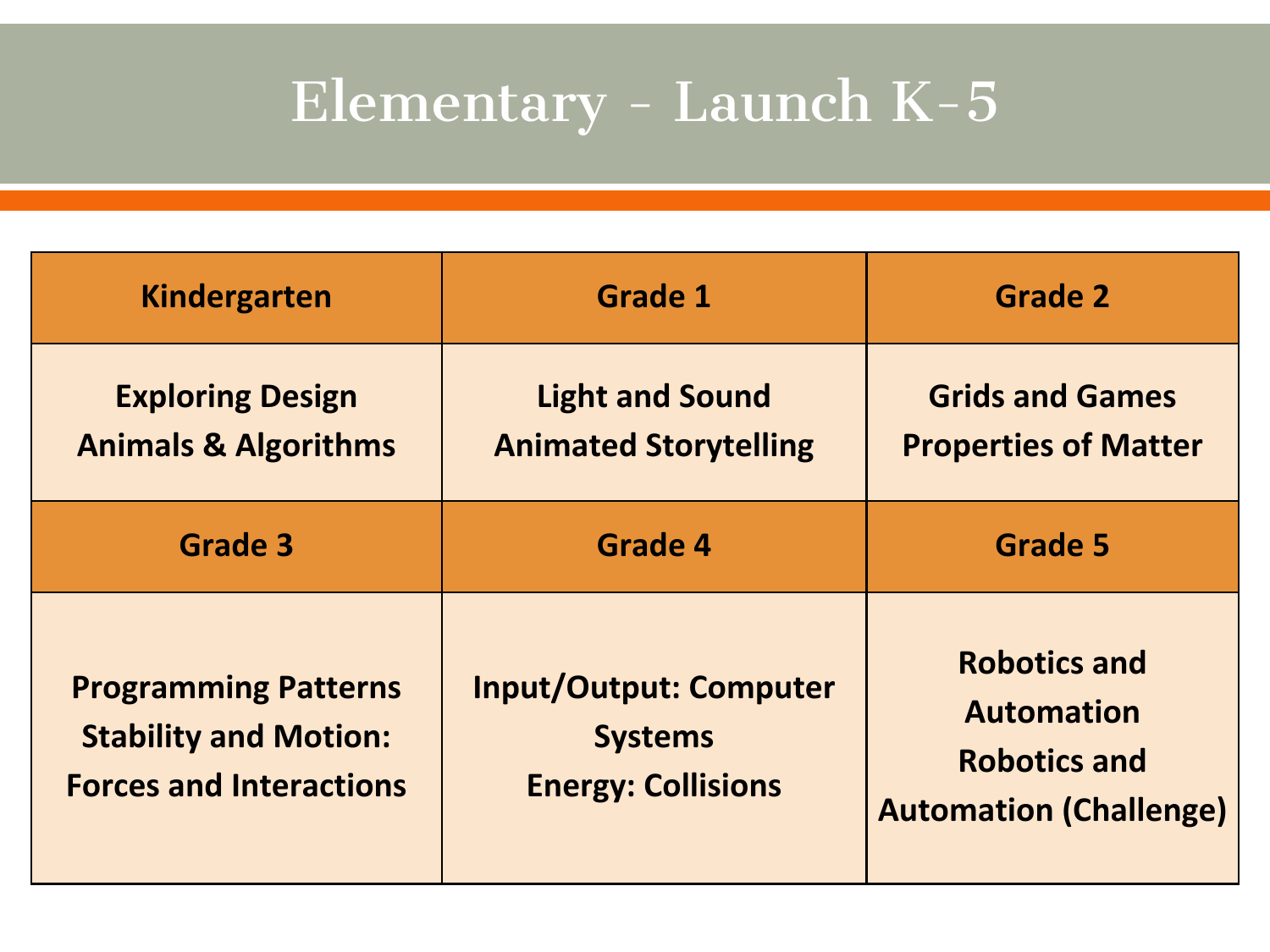# Elementary - Launch K-5

| Kindergarten | Grade 1 | Grade 2 |
|---|---|---|
| **Exploring Design**<br>**Animals & Algorithms** | **Light and Sound**<br>**Animated Storytelling** | **Grids and Games**<br>**Properties of Matter** |
| **Grade 3** | **Grade 4** | **Grade 5** |
| **Programming Patterns**<br>**Stability and Motion: Forces and Interactions** | **Input/Output: Computer Systems**<br>**Energy: Collisions** | **Robotics and Automation**<br>**Robotics and Automation (Challenge)** |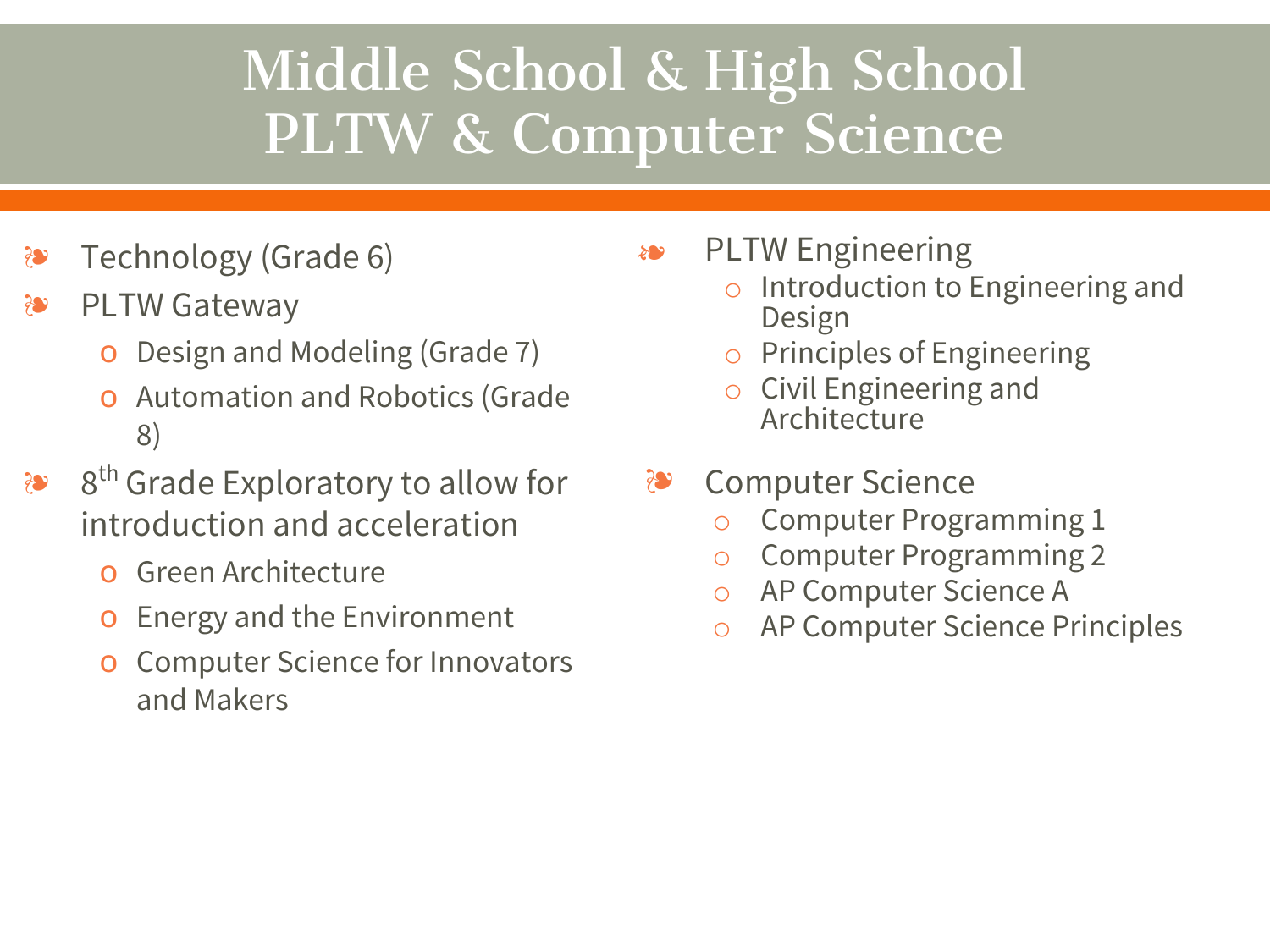# Middle School & High School PLTW & Computer Science

- Technology (Grade 6)
- PLTW Gateway
  - Design and Modeling (Grade 7)
  - Automation and Robotics (Grade 8)
- 8th Grade Exploratory to allow for introduction and acceleration
  - Green Architecture
  - Energy and the Environment
  - Computer Science for Innovators and Makers

- PLTW Engineering
  - Introduction to Engineering and Design
  - Principles of Engineering
  - Civil Engineering and Architecture
- Computer Science
  - Computer Programming 1
  - Computer Programming 2
  - AP Computer Science A
  - AP Computer Science Principles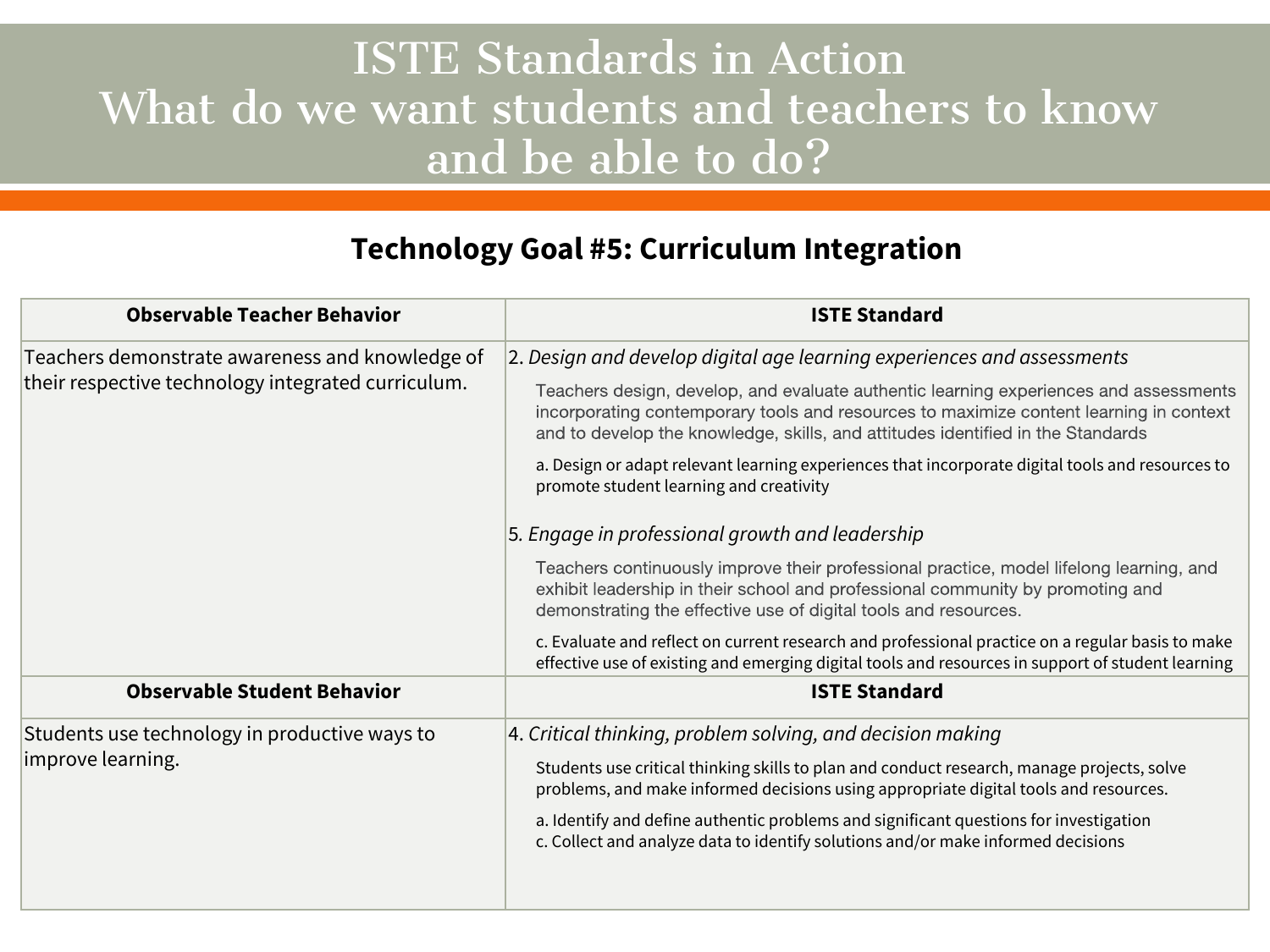# ISTE Standards in Action
# What do we want students and teachers to know and be able to do?

## Technology Goal #5: Curriculum Integration

| Observable Teacher Behavior | ISTE Standard |
|---|---|
| Teachers demonstrate awareness and knowledge of their respective technology integrated curriculum. | 2. *Design and develop digital age learning experiences and assessments*<br>Teachers design, develop, and evaluate authentic learning experiences and assessments incorporating contemporary tools and resources to maximize content learning in context and to develop the knowledge, skills, and attitudes identified in the Standards<br>a. Design or adapt relevant learning experiences that incorporate digital tools and resources to promote student learning and creativity<br>5. *Engage in professional growth and leadership*<br>Teachers continuously improve their professional practice, model lifelong learning, and exhibit leadership in their school and professional community by promoting and demonstrating the effective use of digital tools and resources.<br>c. Evaluate and reflect on current research and professional practice on a regular basis to make effective use of existing and emerging digital tools and resources in support of student learning |
| **Observable Student Behavior** | **ISTE Standard** |
| Students use technology in productive ways to improve learning. | 4. *Critical thinking, problem solving, and decision making*<br>Students use critical thinking skills to plan and conduct research, manage projects, solve problems, and make informed decisions using appropriate digital tools and resources.<br>a. Identify and define authentic problems and significant questions for investigation<br>c. Collect and analyze data to identify solutions and/or make informed decisions |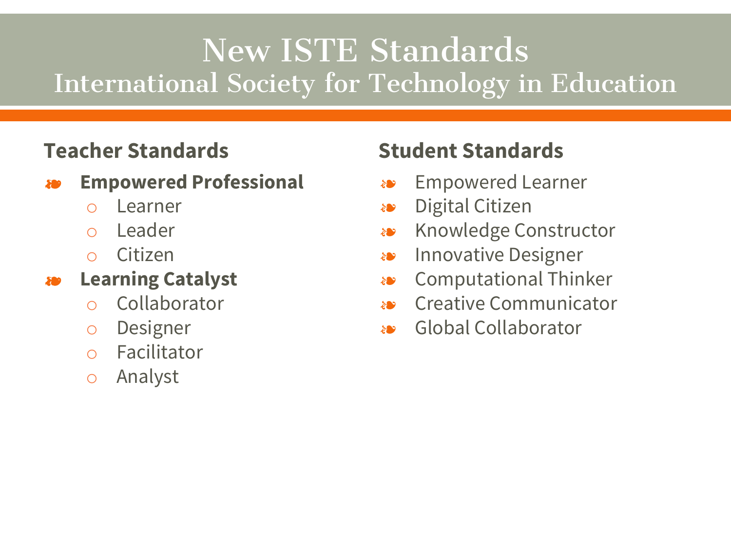# New ISTE Standards
## International Society for Technology in Education

### Teacher Standards

- **Empowered Professional**
  - Learner
  - Leader
  - Citizen
- **Learning Catalyst**
  - Collaborator
  - Designer
  - Facilitator
  - Analyst

### Student Standards

- Empowered Learner
- Digital Citizen
- Knowledge Constructor
- Innovative Designer
- Computational Thinker
- Creative Communicator
- Global Collaborator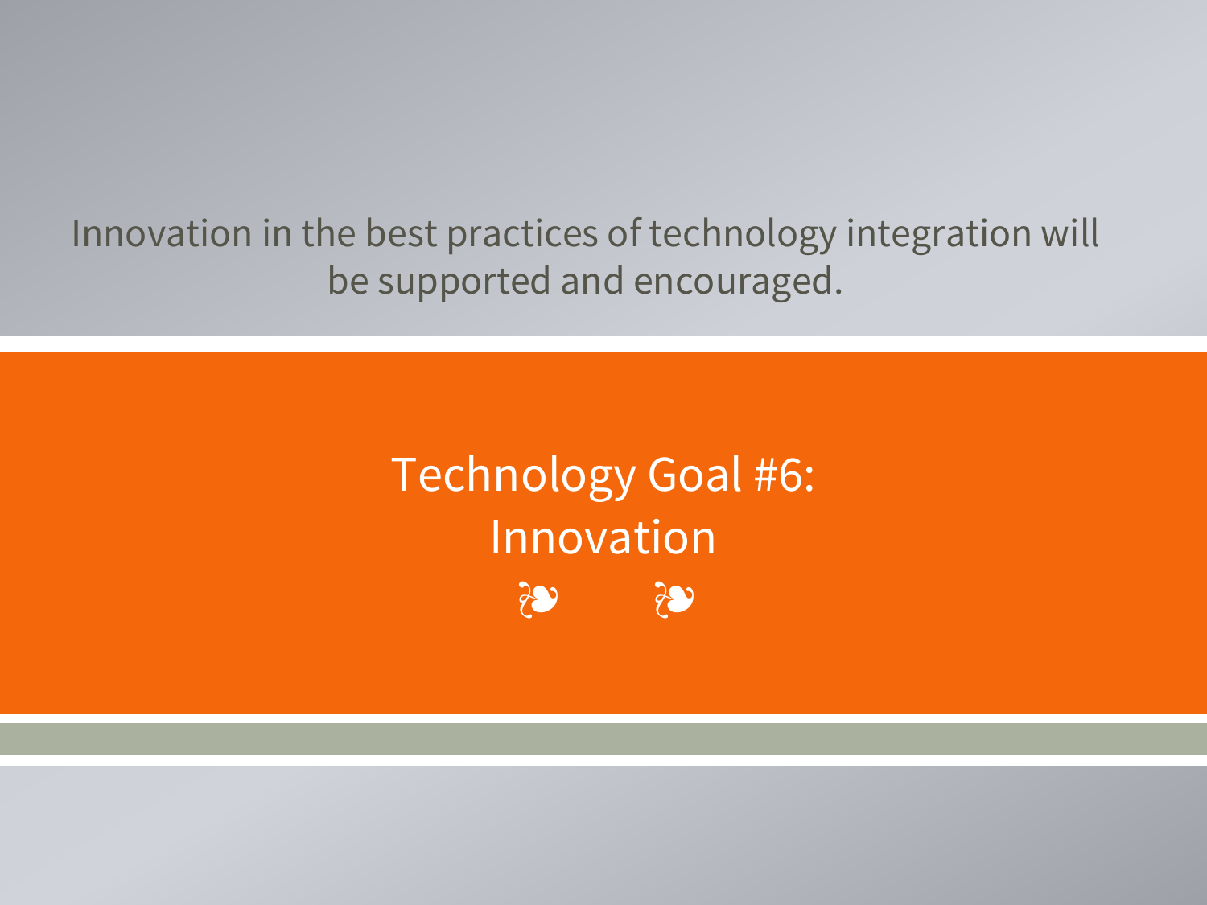Innovation in the best practices of technology integration will be supported and encouraged.

# Technology Goal #6: Innovation

❧ ❧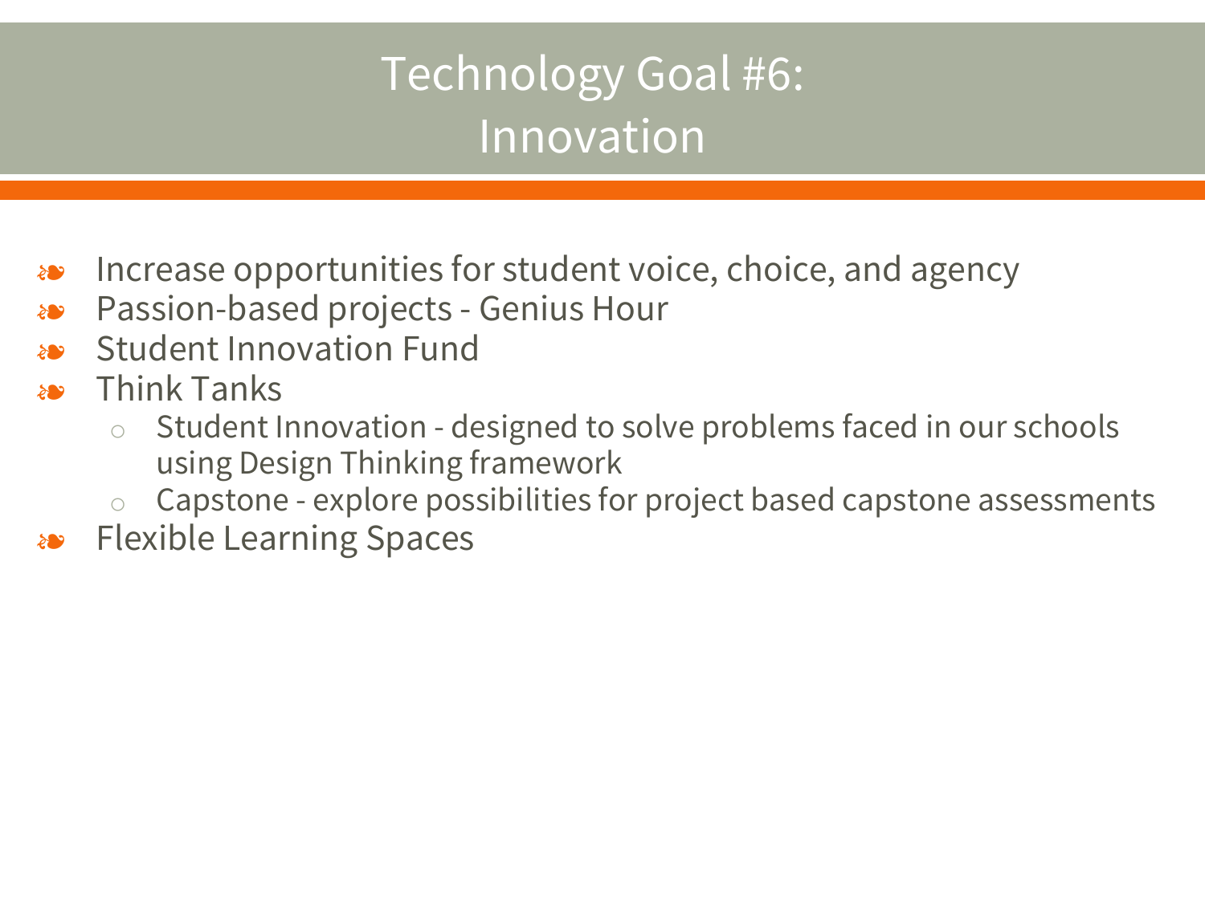# Technology Goal #6: Innovation

- Increase opportunities for student voice, choice, and agency
- Passion-based projects - Genius Hour
- Student Innovation Fund
- Think Tanks
  - Student Innovation - designed to solve problems faced in our schools using Design Thinking framework
  - Capstone - explore possibilities for project based capstone assessments
- Flexible Learning Spaces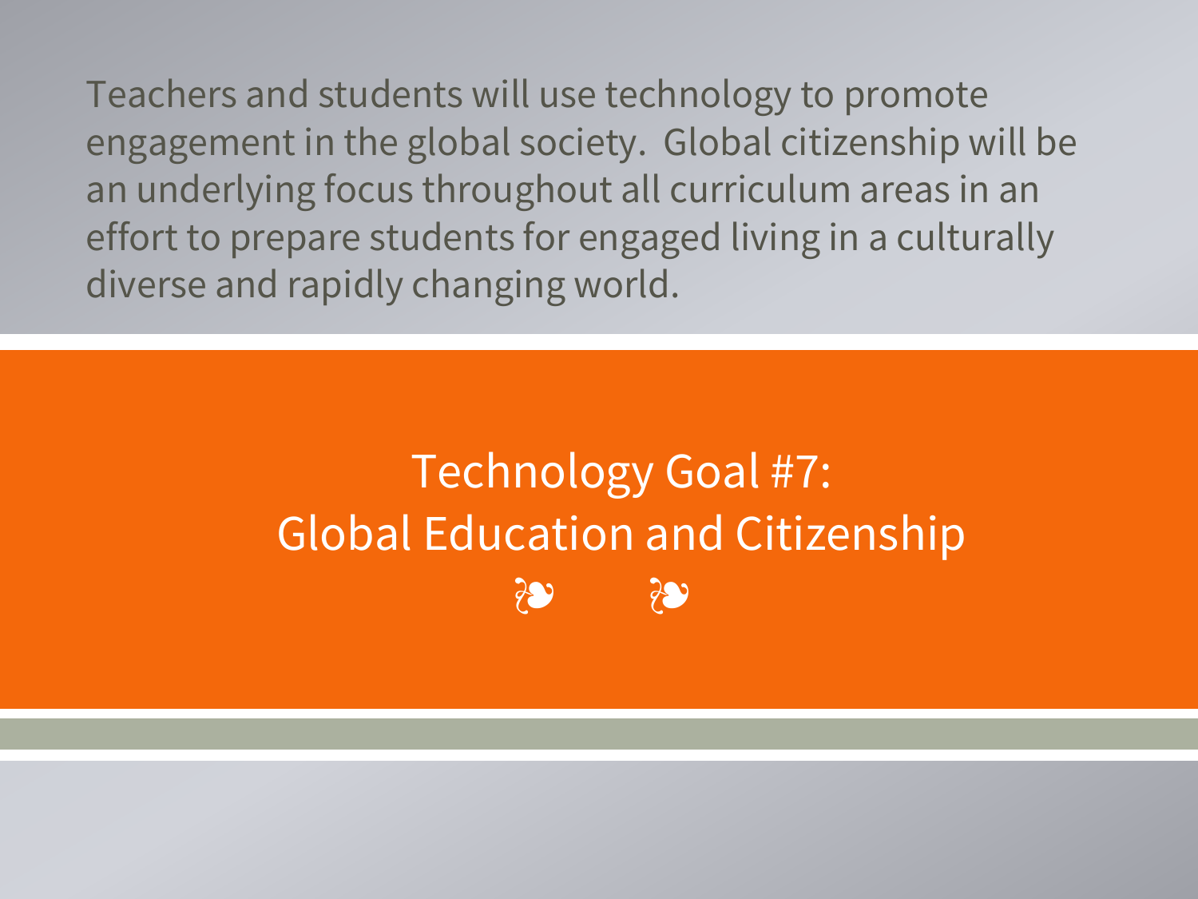Teachers and students will use technology to promote engagement in the global society.  Global citizenship will be an underlying focus throughout all curriculum areas in an effort to prepare students for engaged living in a culturally diverse and rapidly changing world.

# Technology Goal #7: Global Education and Citizenship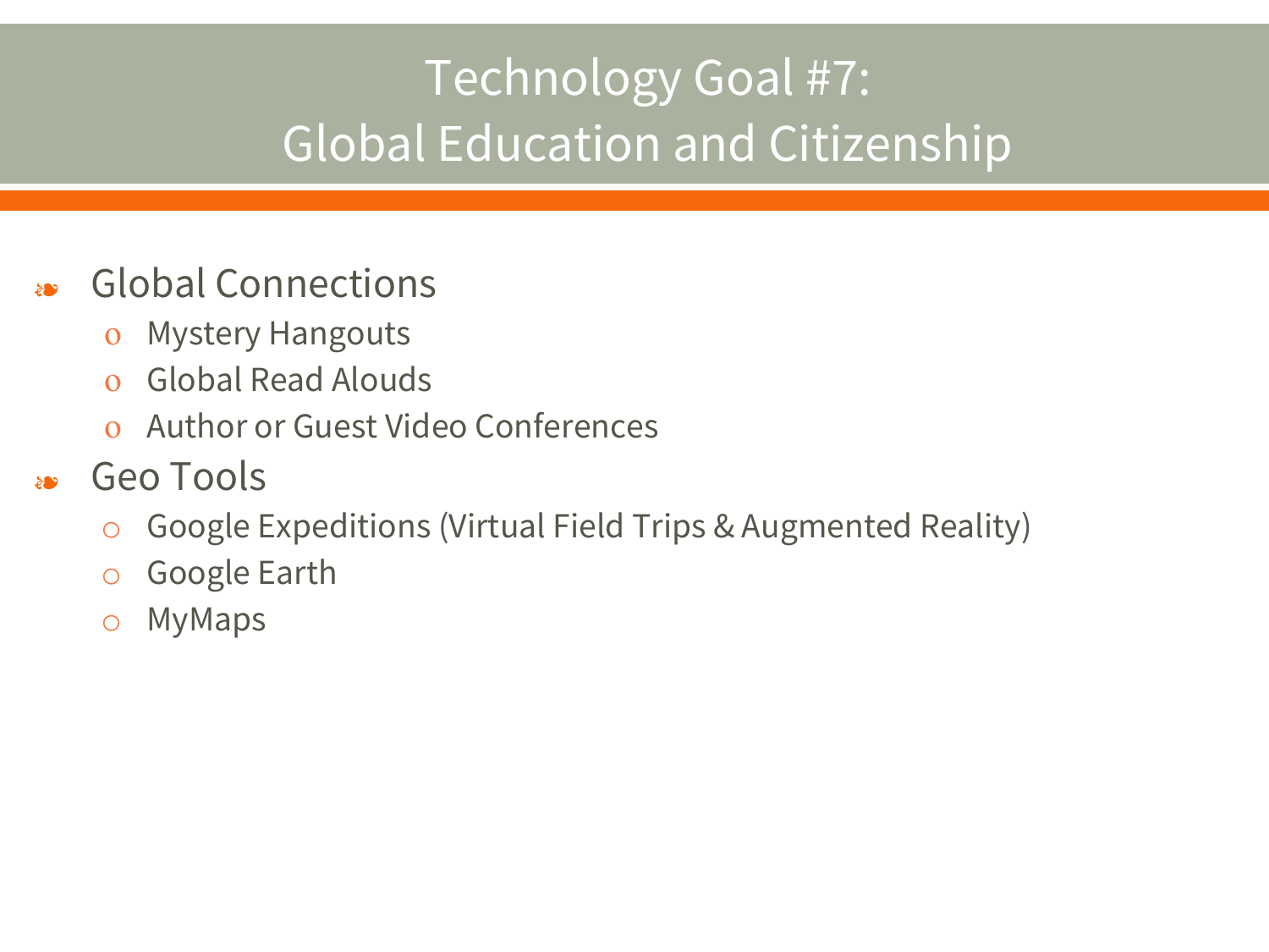# Technology Goal #7: Global Education and Citizenship

- Global Connections
  - Mystery Hangouts
  - Global Read Alouds
  - Author or Guest Video Conferences
- Geo Tools
  - Google Expeditions (Virtual Field Trips & Augmented Reality)
  - Google Earth
  - MyMaps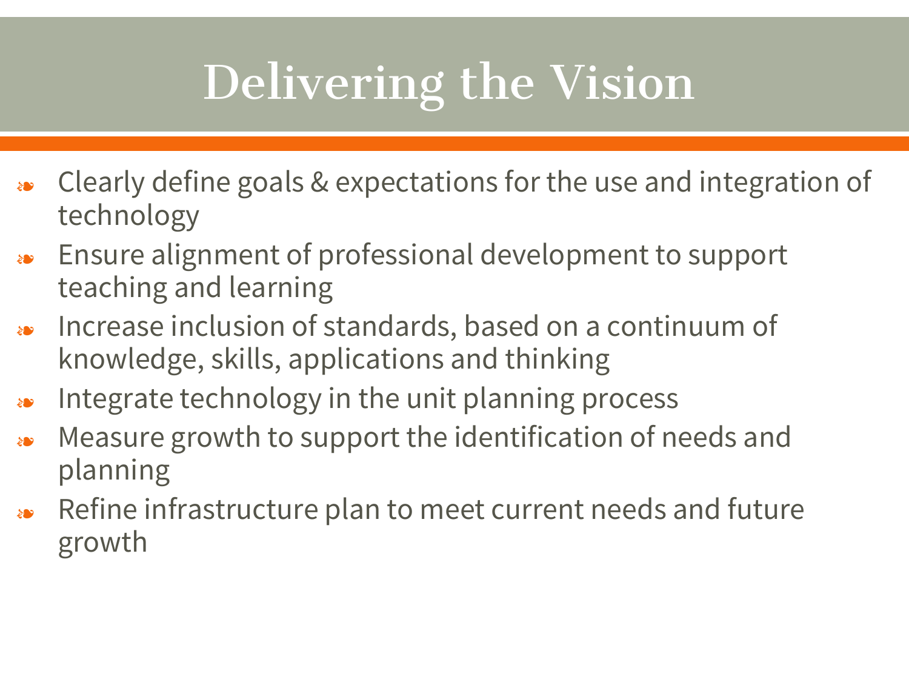# Delivering the Vision

- Clearly define goals & expectations for the use and integration of technology
- Ensure alignment of professional development to support teaching and learning
- Increase inclusion of standards, based on a continuum of knowledge, skills, applications and thinking
- Integrate technology in the unit planning process
- Measure growth to support the identification of needs and planning
- Refine infrastructure plan to meet current needs and future growth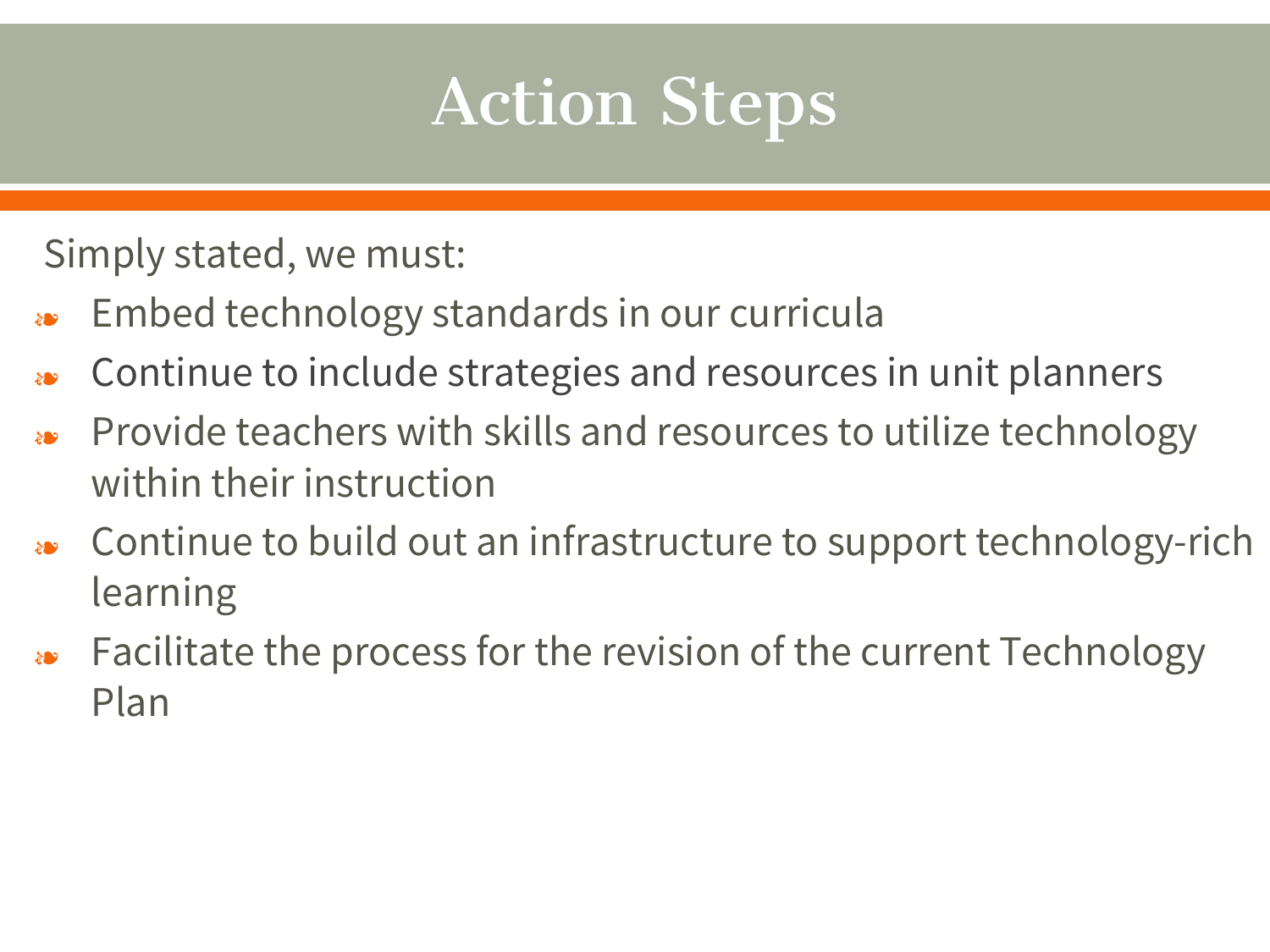# Action Steps

Simply stated, we must:

- Embed technology standards in our curricula
- Continue to include strategies and resources in unit planners
- Provide teachers with skills and resources to utilize technology within their instruction
- Continue to build out an infrastructure to support technology-rich learning
- Facilitate the process for the revision of the current Technology Plan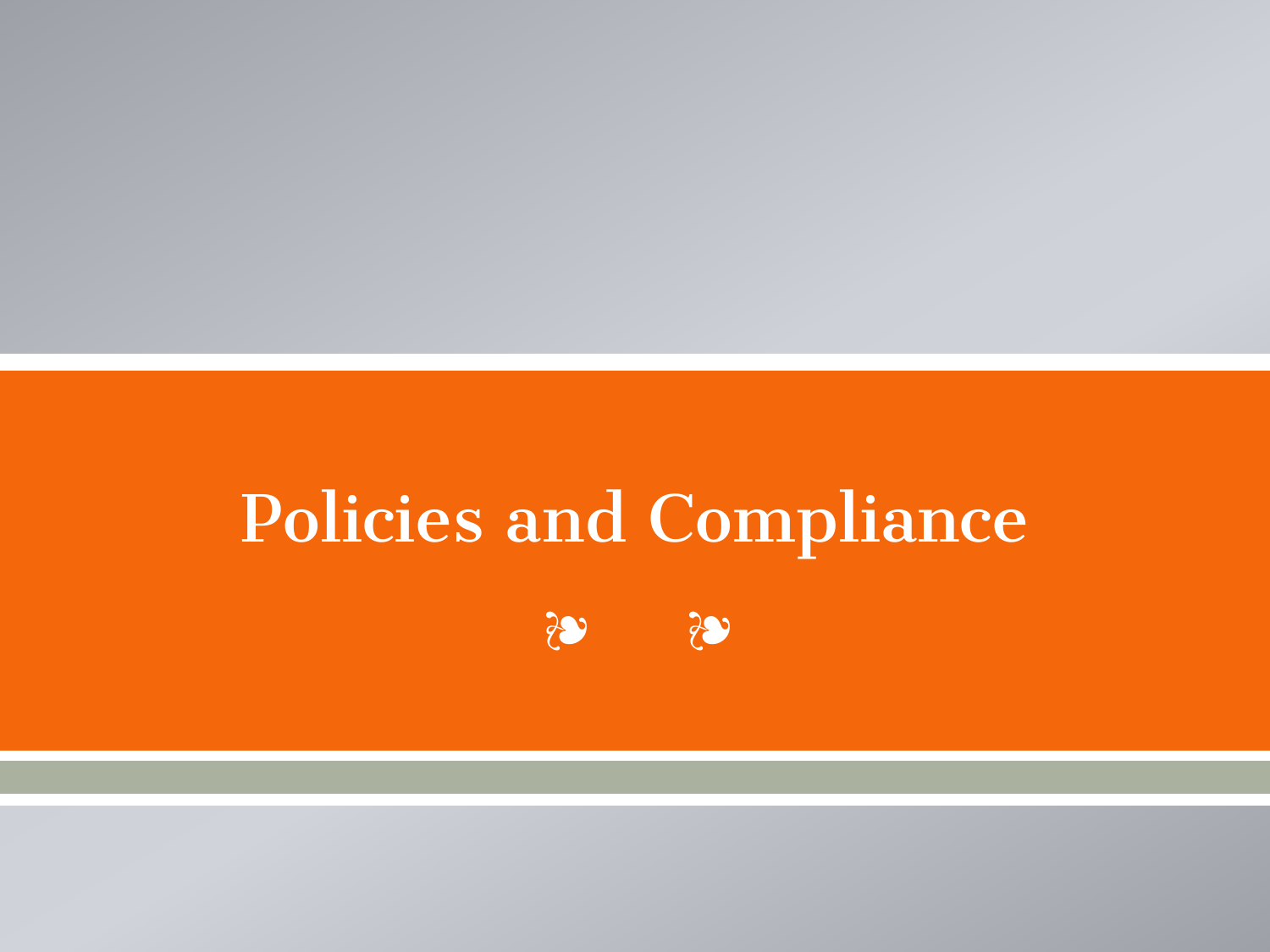# Policies and Compliance

❧ ❧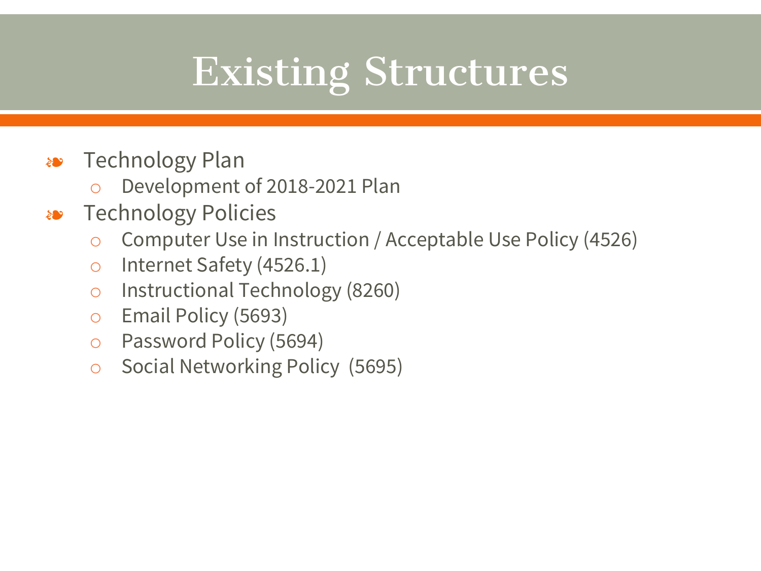# Existing Structures

- Technology Plan
  - Development of 2018-2021 Plan
- Technology Policies
  - Computer Use in Instruction / Acceptable Use Policy (4526)
  - Internet Safety (4526.1)
  - Instructional Technology (8260)
  - Email Policy (5693)
  - Password Policy (5694)
  - Social Networking Policy (5695)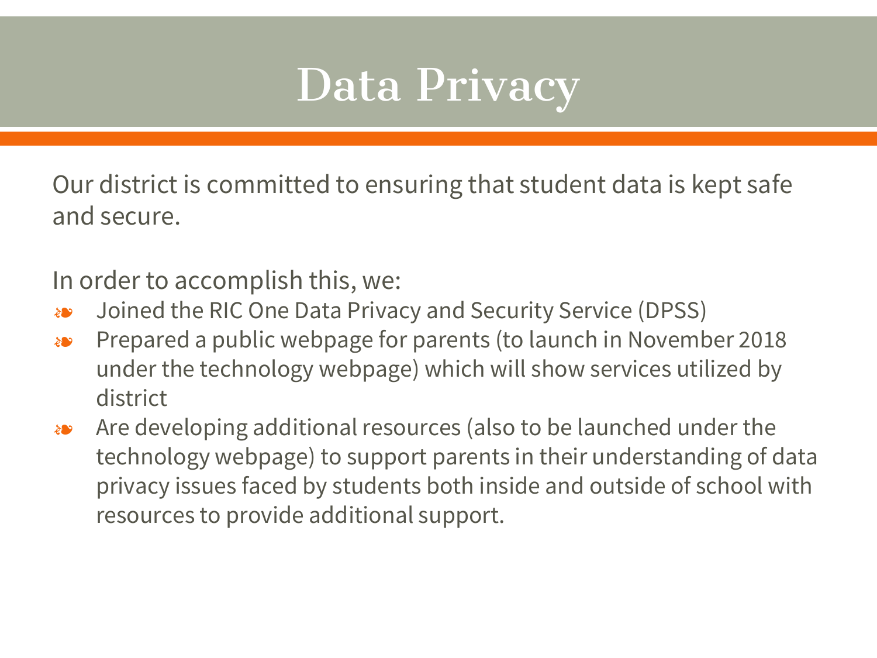# Data Privacy

Our district is committed to ensuring that student data is kept safe and secure.

In order to accomplish this, we:

- Joined the RIC One Data Privacy and Security Service (DPSS)
- Prepared a public webpage for parents (to launch in November 2018 under the technology webpage) which will show services utilized by district
- Are developing additional resources (also to be launched under the technology webpage) to support parents in their understanding of data privacy issues faced by students both inside and outside of school with resources to provide additional support.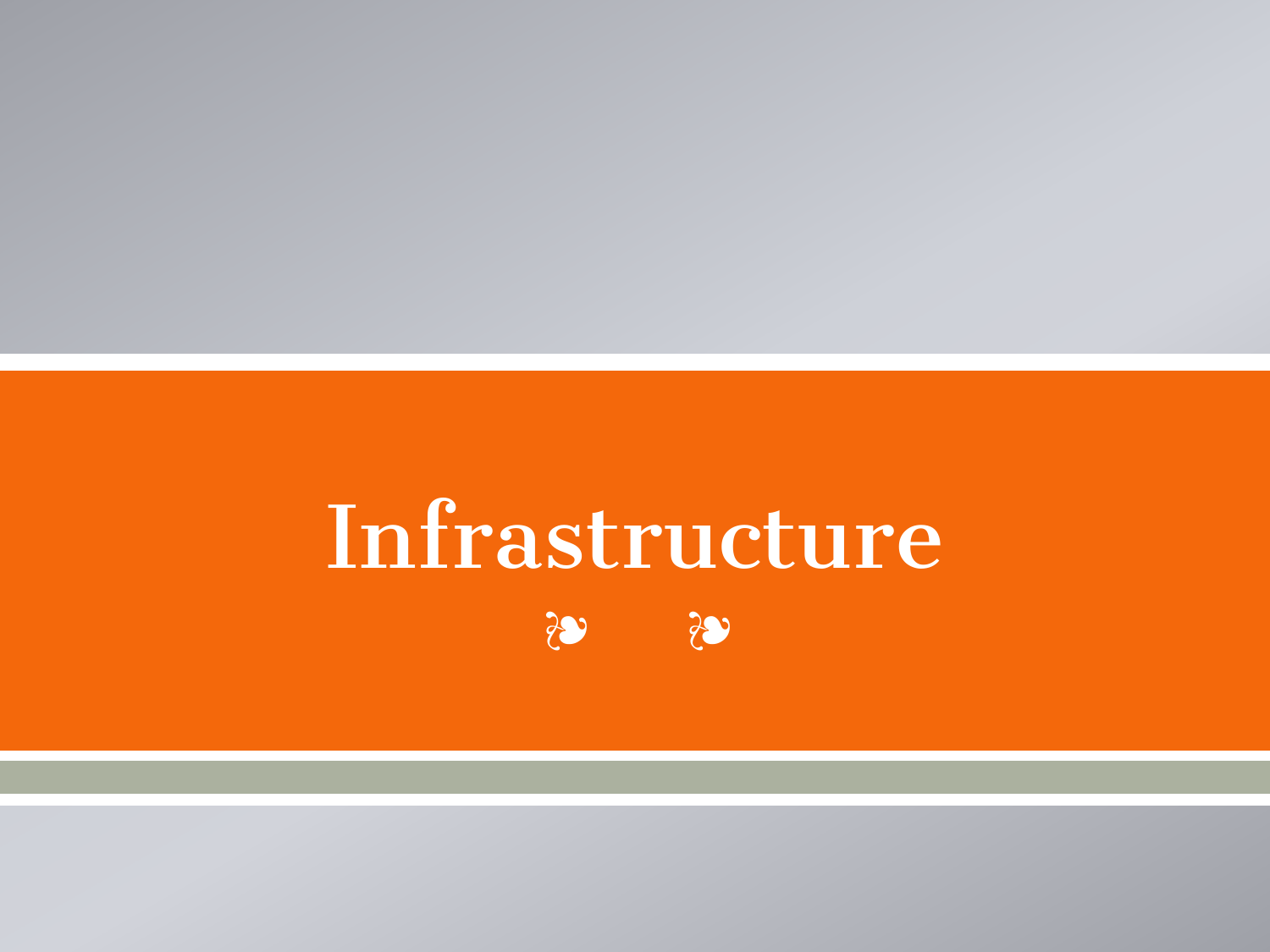# Infrastructure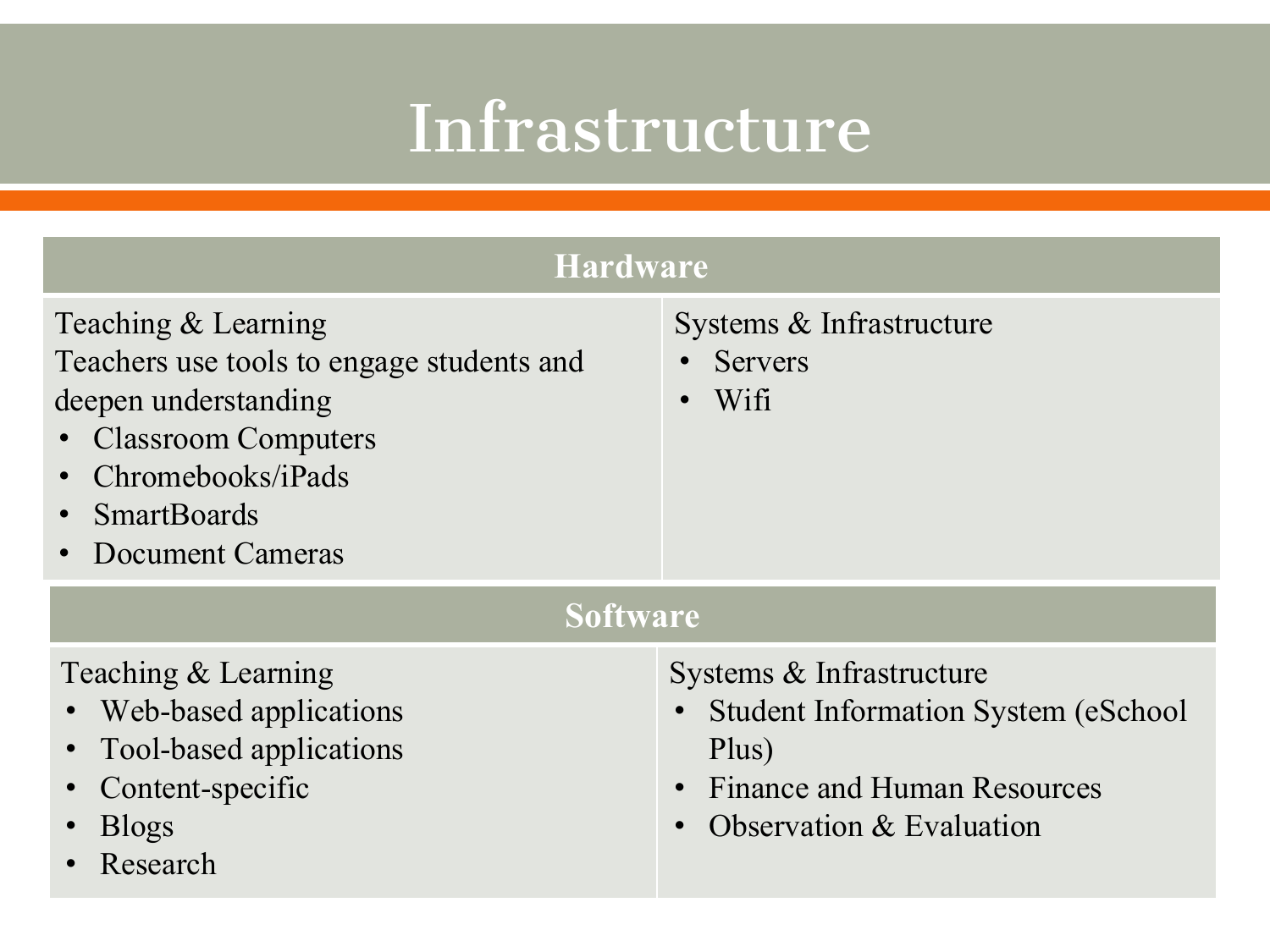# Infrastructure

| Hardware | |
|---|---|
| Teaching & Learning<br>Teachers use tools to engage students and deepen understanding<br>• Classroom Computers<br>• Chromebooks/iPads<br>• SmartBoards<br>• Document Cameras | Systems & Infrastructure<br>• Servers<br>• Wifi |

| Software | |
|---|---|
| Teaching & Learning<br>• Web-based applications<br>• Tool-based applications<br>• Content-specific<br>• Blogs<br>• Research | Systems & Infrastructure<br>• Student Information System (eSchool Plus)<br>• Finance and Human Resources<br>• Observation & Evaluation |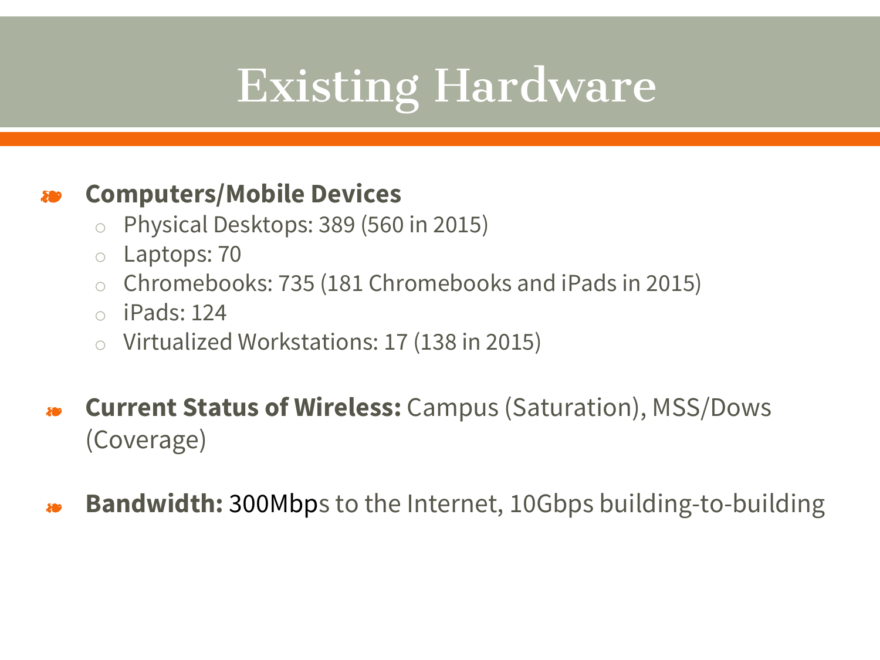# Existing Hardware

- **Computers/Mobile Devices**
  - Physical Desktops: 389 (560 in 2015)
  - Laptops: 70
  - Chromebooks: 735 (181 Chromebooks and iPads in 2015)
  - iPads: 124
  - Virtualized Workstations: 17 (138 in 2015)

- **Current Status of Wireless:** Campus (Saturation), MSS/Dows (Coverage)

- **Bandwidth:** 300Mbps to the Internet, 10Gbps building-to-building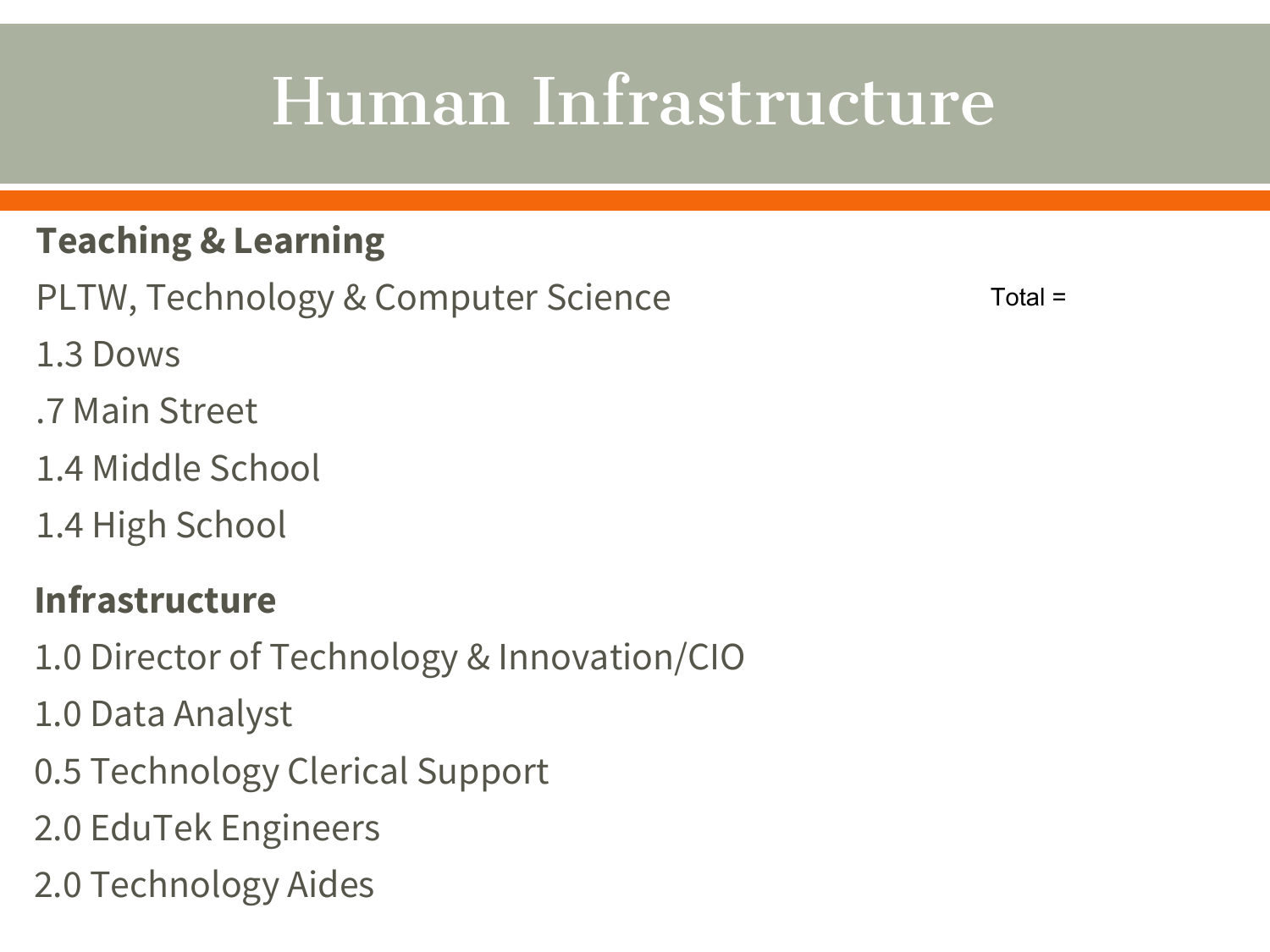# Human Infrastructure

**Teaching & Learning**

PLTW, Technology & Computer Science

Total =

1.3 Dows

.7 Main Street

1.4 Middle School

1.4 High School

**Infrastructure**

1.0 Director of Technology & Innovation/CIO

1.0 Data Analyst

0.5 Technology Clerical Support

2.0 EduTek Engineers

2.0 Technology Aides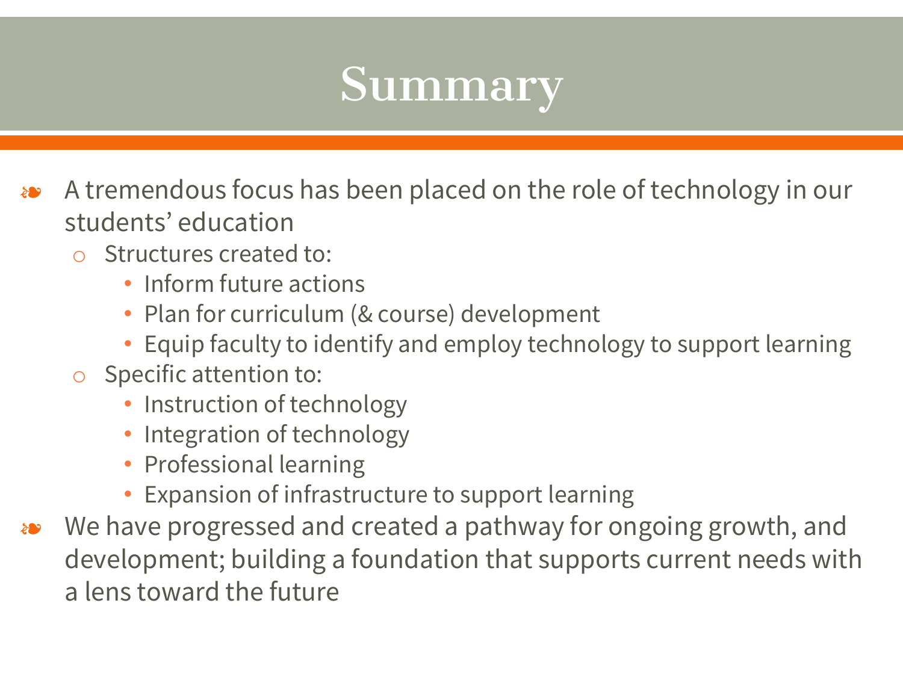# Summary

- A tremendous focus has been placed on the role of technology in our students' education
  - Structures created to:
    - Inform future actions
    - Plan for curriculum (& course) development
    - Equip faculty to identify and employ technology to support learning
  - Specific attention to:
    - Instruction of technology
    - Integration of technology
    - Professional learning
    - Expansion of infrastructure to support learning
- We have progressed and created a pathway for ongoing growth, and development; building a foundation that supports current needs with a lens toward the future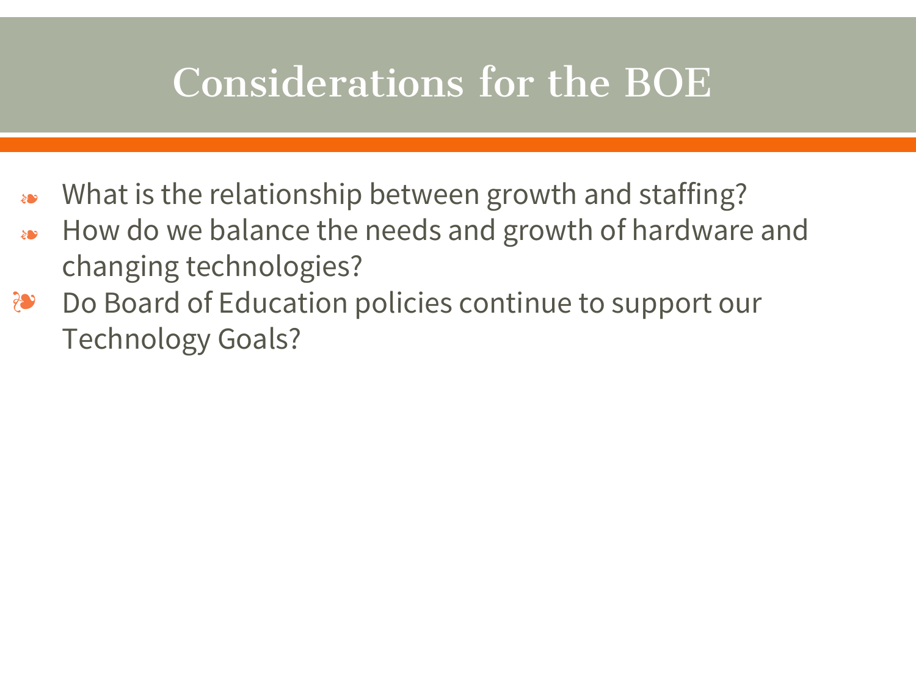# Considerations for the BOE

- What is the relationship between growth and staffing?
- How do we balance the needs and growth of hardware and changing technologies?
- Do Board of Education policies continue to support our Technology Goals?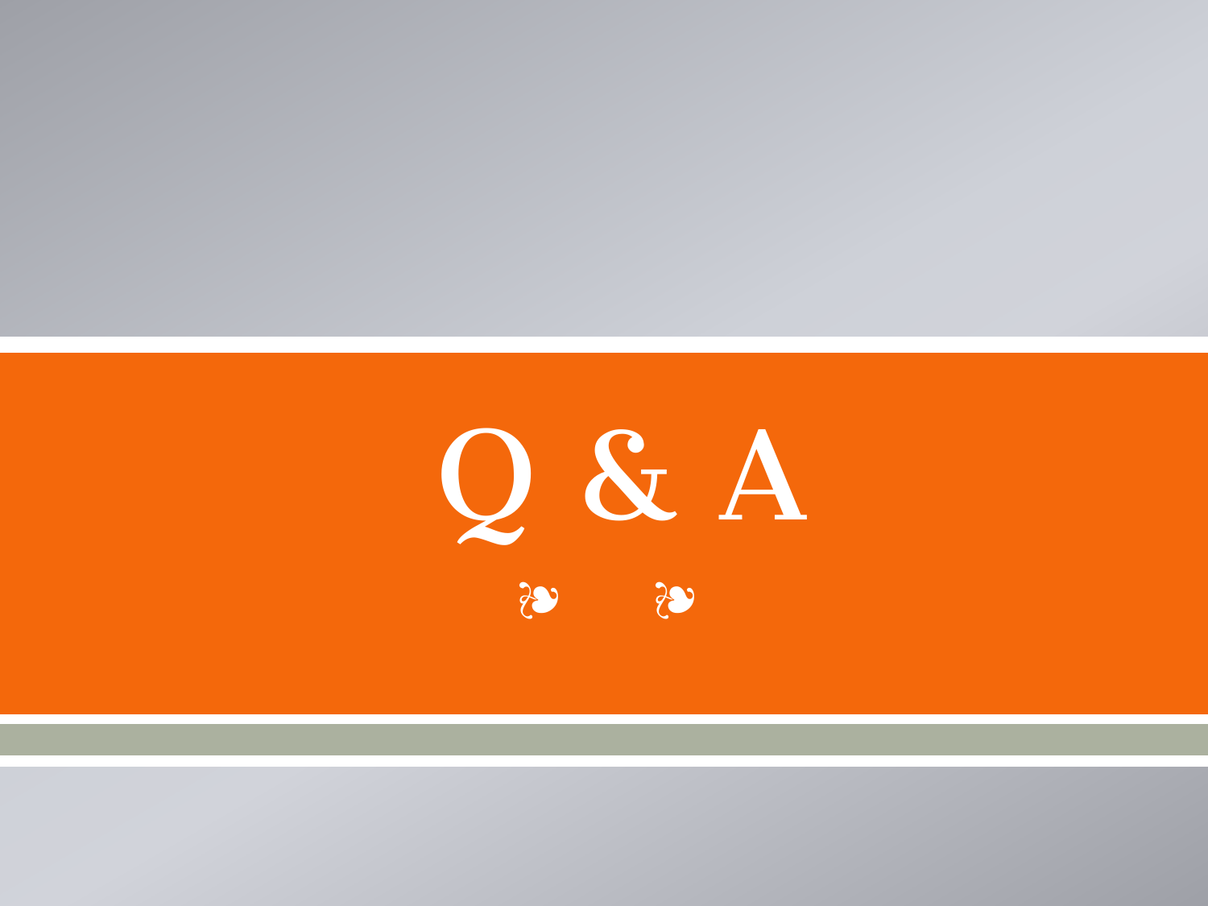# Q & A

❧ ❧